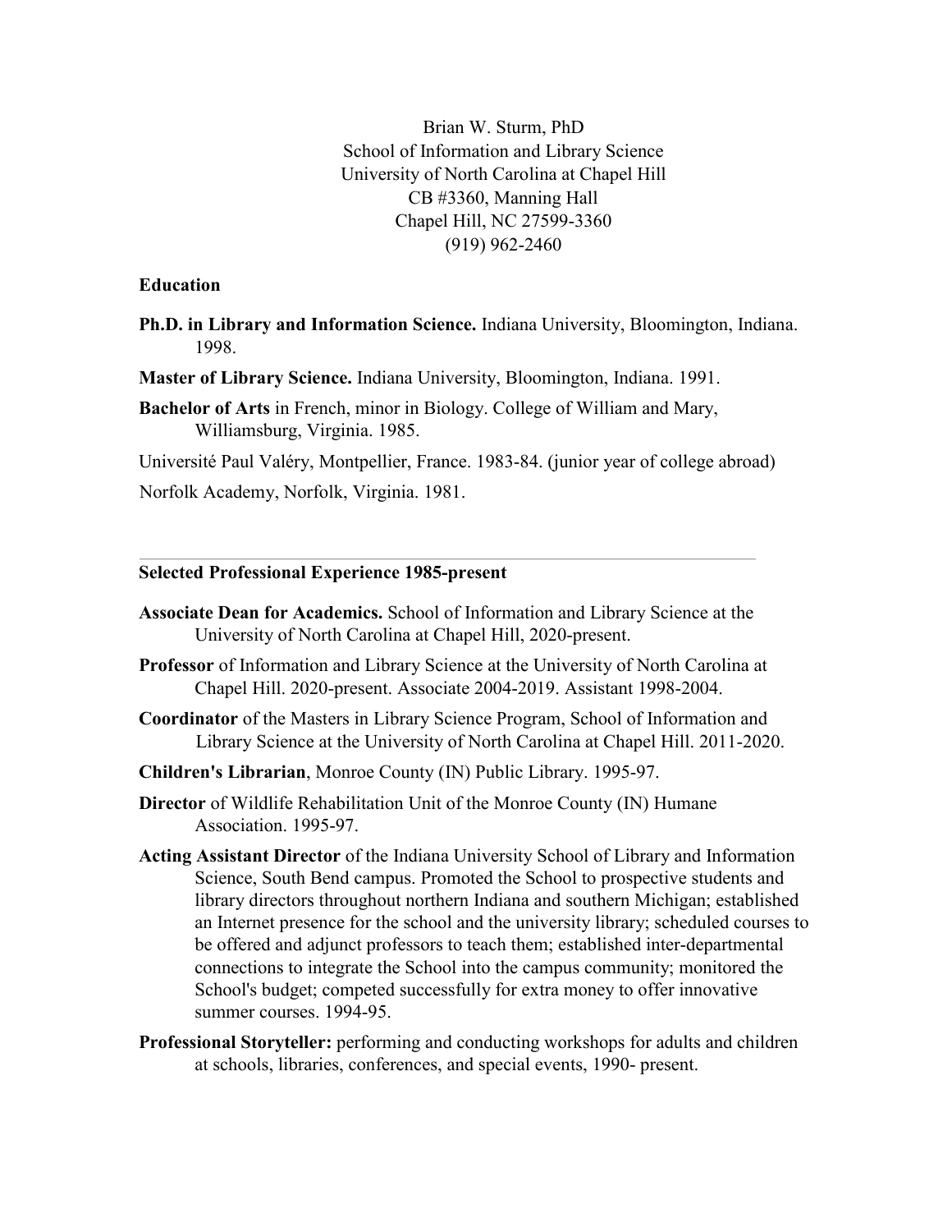Brian W. Sturm, PhD  
School of Information and Library Science  
University of North Carolina at Chapel Hill  
CB #3360, Manning Hall  
Chapel Hill, NC 27599-3360  
(919) 962-2460

## Education

**Ph.D. in Library and Information Science.** Indiana University, Bloomington, Indiana. 1998.

**Master of Library Science.** Indiana University, Bloomington, Indiana. 1991.

**Bachelor of Arts** in French, minor in Biology. College of William and Mary, Williamsburg, Virginia. 1985.

Université Paul Valéry, Montpellier, France. 1983-84. (junior year of college abroad)

Norfolk Academy, Norfolk, Virginia. 1981.

---

## Selected Professional Experience 1985-present

**Associate Dean for Academics.** School of Information and Library Science at the University of North Carolina at Chapel Hill, 2020-present.

**Professor** of Information and Library Science at the University of North Carolina at Chapel Hill. 2020-present. Associate 2004-2019. Assistant 1998-2004.

**Coordinator** of the Masters in Library Science Program, School of Information and Library Science at the University of North Carolina at Chapel Hill. 2011-2020.

**Children's Librarian**, Monroe County (IN) Public Library. 1995-97.

**Director** of Wildlife Rehabilitation Unit of the Monroe County (IN) Humane Association. 1995-97.

**Acting Assistant Director** of the Indiana University School of Library and Information Science, South Bend campus. Promoted the School to prospective students and library directors throughout northern Indiana and southern Michigan; established an Internet presence for the school and the university library; scheduled courses to be offered and adjunct professors to teach them; established inter-departmental connections to integrate the School into the campus community; monitored the School's budget; competed successfully for extra money to offer innovative summer courses. 1994-95.

**Professional Storyteller:** performing and conducting workshops for adults and children at schools, libraries, conferences, and special events, 1990- present.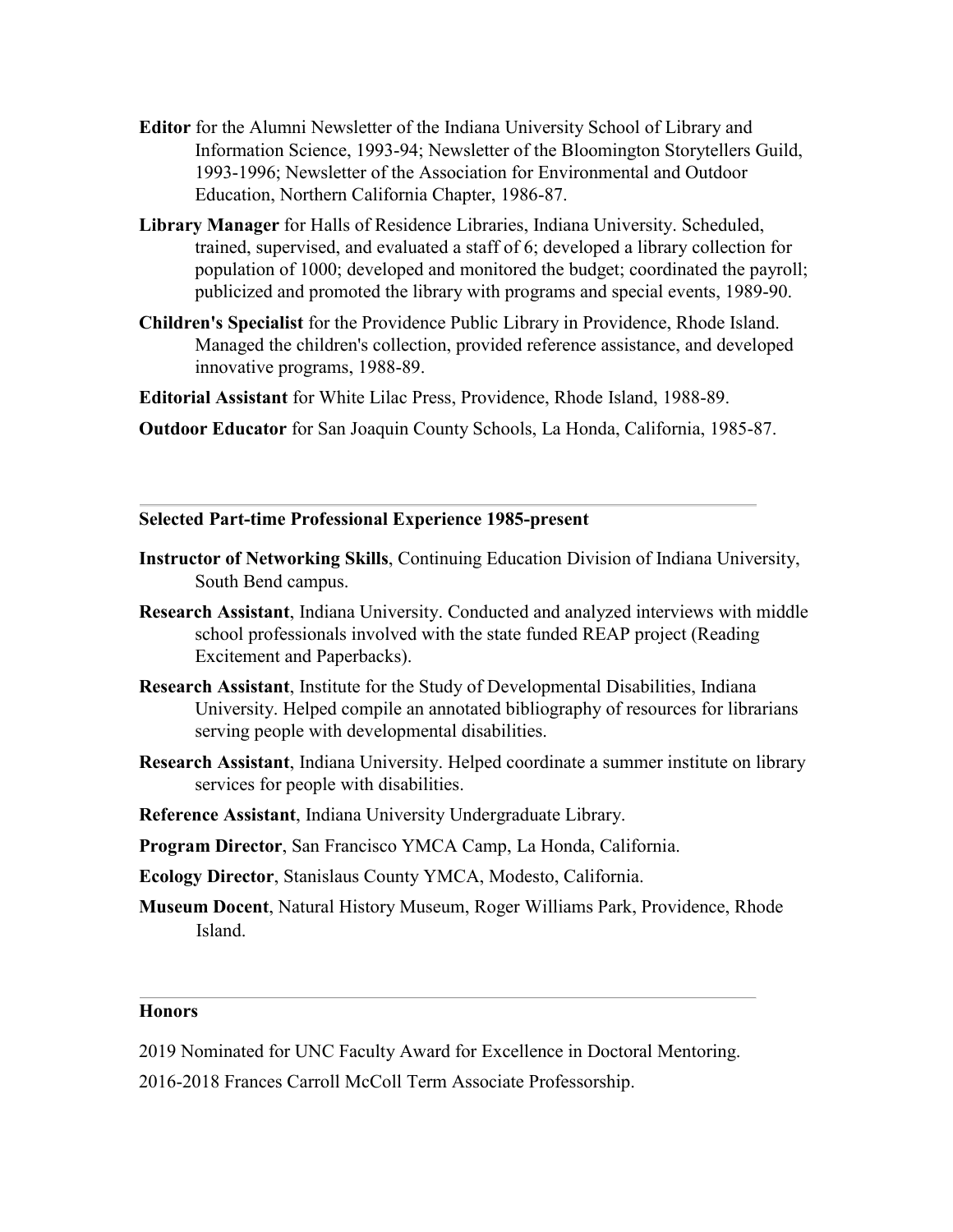**Editor** for the Alumni Newsletter of the Indiana University School of Library and Information Science, 1993-94; Newsletter of the Bloomington Storytellers Guild, 1993-1996; Newsletter of the Association for Environmental and Outdoor Education, Northern California Chapter, 1986-87.

**Library Manager** for Halls of Residence Libraries, Indiana University. Scheduled, trained, supervised, and evaluated a staff of 6; developed a library collection for population of 1000; developed and monitored the budget; coordinated the payroll; publicized and promoted the library with programs and special events, 1989-90.

**Children's Specialist** for the Providence Public Library in Providence, Rhode Island. Managed the children's collection, provided reference assistance, and developed innovative programs, 1988-89.

**Editorial Assistant** for White Lilac Press, Providence, Rhode Island, 1988-89.

**Outdoor Educator** for San Joaquin County Schools, La Honda, California, 1985-87.

---

**Selected Part-time Professional Experience 1985-present**

**Instructor of Networking Skills**, Continuing Education Division of Indiana University, South Bend campus.

**Research Assistant**, Indiana University. Conducted and analyzed interviews with middle school professionals involved with the state funded REAP project (Reading Excitement and Paperbacks).

**Research Assistant**, Institute for the Study of Developmental Disabilities, Indiana University. Helped compile an annotated bibliography of resources for librarians serving people with developmental disabilities.

**Research Assistant**, Indiana University. Helped coordinate a summer institute on library services for people with disabilities.

**Reference Assistant**, Indiana University Undergraduate Library.

**Program Director**, San Francisco YMCA Camp, La Honda, California.

**Ecology Director**, Stanislaus County YMCA, Modesto, California.

**Museum Docent**, Natural History Museum, Roger Williams Park, Providence, Rhode Island.

---

**Honors**

2019 Nominated for UNC Faculty Award for Excellence in Doctoral Mentoring.

2016-2018 Frances Carroll McColl Term Associate Professorship.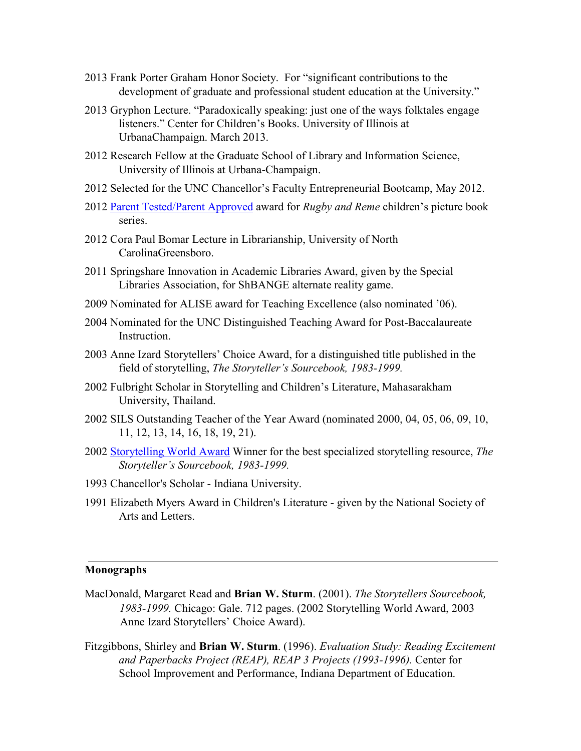2013 Frank Porter Graham Honor Society. For "significant contributions to the development of graduate and professional student education at the University."

2013 Gryphon Lecture. "Paradoxically speaking: just one of the ways folktales engage listeners." Center for Children's Books. University of Illinois at UrbanaChampaign. March 2013.

2012 Research Fellow at the Graduate School of Library and Information Science, University of Illinois at Urbana-Champaign.

2012 Selected for the UNC Chancellor's Faculty Entrepreneurial Bootcamp, May 2012.

2012 Parent Tested/Parent Approved award for *Rugby and Reme* children's picture book series.

2012 Cora Paul Bomar Lecture in Librarianship, University of North CarolinaGreensboro.

2011 Springshare Innovation in Academic Libraries Award, given by the Special Libraries Association, for ShBANGE alternate reality game.

2009 Nominated for ALISE award for Teaching Excellence (also nominated '06).

2004 Nominated for the UNC Distinguished Teaching Award for Post-Baccalaureate Instruction.

2003 Anne Izard Storytellers' Choice Award, for a distinguished title published in the field of storytelling, *The Storyteller's Sourcebook, 1983-1999.*

2002 Fulbright Scholar in Storytelling and Children's Literature, Mahasarakham University, Thailand.

2002 SILS Outstanding Teacher of the Year Award (nominated 2000, 04, 05, 06, 09, 10, 11, 12, 13, 14, 16, 18, 19, 21).

2002 Storytelling World Award Winner for the best specialized storytelling resource, *The Storyteller's Sourcebook, 1983-1999.*

1993 Chancellor's Scholar - Indiana University.

1991 Elizabeth Myers Award in Children's Literature - given by the National Society of Arts and Letters.

---

**Monographs**

MacDonald, Margaret Read and **Brian W. Sturm**. (2001). *The Storytellers Sourcebook, 1983-1999.* Chicago: Gale. 712 pages. (2002 Storytelling World Award, 2003 Anne Izard Storytellers' Choice Award).

Fitzgibbons, Shirley and **Brian W. Sturm**. (1996). *Evaluation Study: Reading Excitement and Paperbacks Project (REAP), REAP 3 Projects (1993-1996).* Center for School Improvement and Performance, Indiana Department of Education.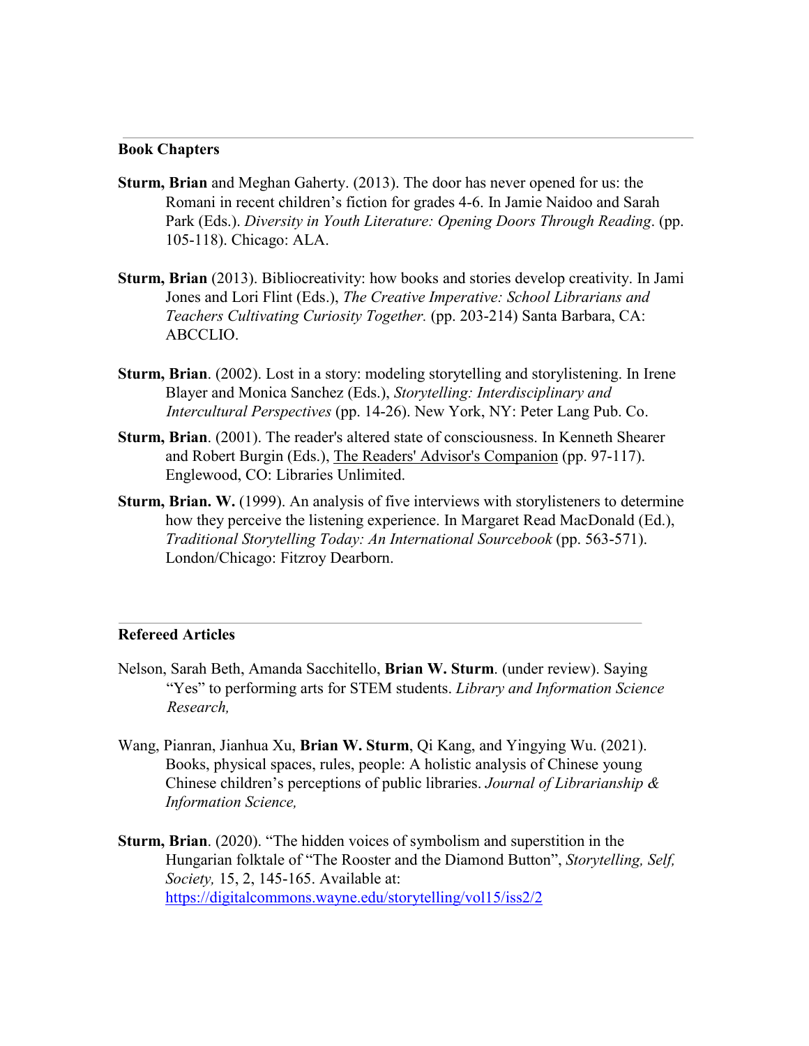## Book Chapters

**Sturm, Brian** and Meghan Gaherty. (2013). The door has never opened for us: the Romani in recent children's fiction for grades 4-6. In Jamie Naidoo and Sarah Park (Eds.). *Diversity in Youth Literature: Opening Doors Through Reading*. (pp. 105-118). Chicago: ALA.

**Sturm, Brian** (2013). Bibliocreativity: how books and stories develop creativity. In Jami Jones and Lori Flint (Eds.), *The Creative Imperative: School Librarians and Teachers Cultivating Curiosity Together.* (pp. 203-214) Santa Barbara, CA: ABCCLIO.

**Sturm, Brian**. (2002). Lost in a story: modeling storytelling and storylistening. In Irene Blayer and Monica Sanchez (Eds.), *Storytelling: Interdisciplinary and Intercultural Perspectives* (pp. 14-26). New York, NY: Peter Lang Pub. Co.

**Sturm, Brian**. (2001). The reader's altered state of consciousness. In Kenneth Shearer and Robert Burgin (Eds.), The Readers' Advisor's Companion (pp. 97-117). Englewood, CO: Libraries Unlimited.

**Sturm, Brian. W.** (1999). An analysis of five interviews with storylisteners to determine how they perceive the listening experience. In Margaret Read MacDonald (Ed.), *Traditional Storytelling Today: An International Sourcebook* (pp. 563-571). London/Chicago: Fitzroy Dearborn.

## Refereed Articles

Nelson, Sarah Beth, Amanda Sacchitello, **Brian W. Sturm**. (under review). Saying "Yes" to performing arts for STEM students. *Library and Information Science Research,*

Wang, Pianran, Jianhua Xu, **Brian W. Sturm**, Qi Kang, and Yingying Wu. (2021). Books, physical spaces, rules, people: A holistic analysis of Chinese young Chinese children's perceptions of public libraries. *Journal of Librarianship & Information Science,*

**Sturm, Brian**. (2020). "The hidden voices of symbolism and superstition in the Hungarian folktale of "The Rooster and the Diamond Button", *Storytelling, Self, Society,* 15, 2, 145-165. Available at: https://digitalcommons.wayne.edu/storytelling/vol15/iss2/2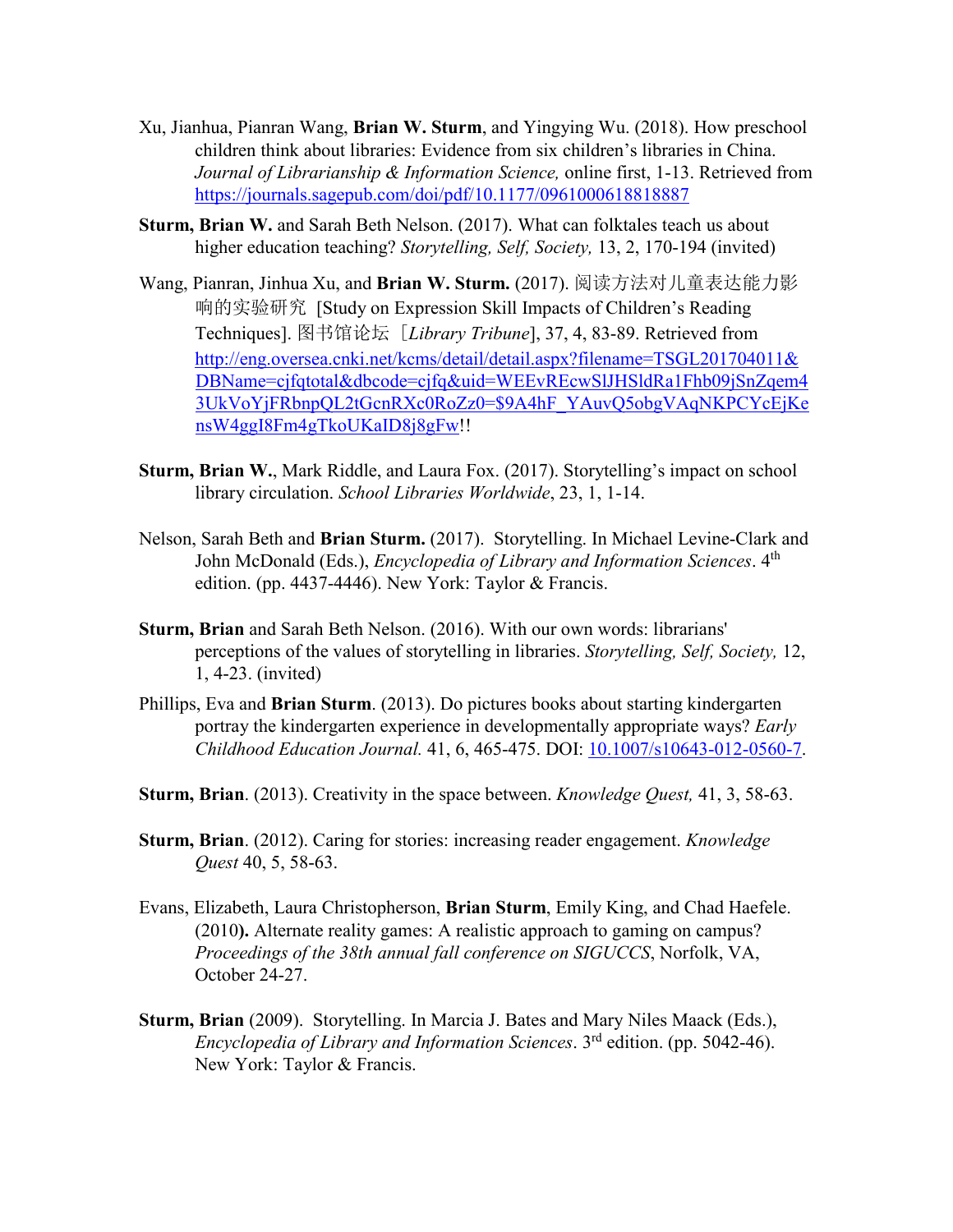Xu, Jianhua, Pianran Wang, **Brian W. Sturm**, and Yingying Wu. (2018). How preschool children think about libraries: Evidence from six children's libraries in China. *Journal of Librarianship & Information Science,* online first, 1-13. Retrieved from https://journals.sagepub.com/doi/pdf/10.1177/0961000618818887

**Sturm, Brian W.** and Sarah Beth Nelson. (2017). What can folktales teach us about higher education teaching? *Storytelling, Self, Society,* 13, 2, 170-194 (invited)

Wang, Pianran, Jinhua Xu, and **Brian W. Sturm.** (2017). 阅读方法对儿童表达能力影响的实验研究 [Study on Expression Skill Impacts of Children's Reading Techniques]. 图书馆论坛［*Library Tribune*], 37, 4, 83-89. Retrieved from http://eng.oversea.cnki.net/kcms/detail/detail.aspx?filename=TSGL201704011&DBName=cjfqtotal&dbcode=cjfq&uid=WEEvREcwSlJHSldRa1Fhb09jSnZqem43UkVoYjFRbnpQL2tGcnRXc0RoZz0=$9A4hF_YAuvQ5obgVAqNKPCYcEjKensW4ggI8Fm4gTkoUKaID8j8gFw!!

**Sturm, Brian W.**, Mark Riddle, and Laura Fox. (2017). Storytelling's impact on school library circulation. *School Libraries Worldwide*, 23, 1, 1-14.

Nelson, Sarah Beth and **Brian Sturm.** (2017). Storytelling. In Michael Levine-Clark and John McDonald (Eds.), *Encyclopedia of Library and Information Sciences*. 4th edition. (pp. 4437-4446). New York: Taylor & Francis.

**Sturm, Brian** and Sarah Beth Nelson. (2016). With our own words: librarians' perceptions of the values of storytelling in libraries. *Storytelling, Self, Society,* 12, 1, 4-23. (invited)

Phillips, Eva and **Brian Sturm**. (2013). Do pictures books about starting kindergarten portray the kindergarten experience in developmentally appropriate ways? *Early Childhood Education Journal.* 41, 6, 465-475. DOI: 10.1007/s10643-012-0560-7.

**Sturm, Brian**. (2013). Creativity in the space between. *Knowledge Quest,* 41, 3, 58-63.

**Sturm, Brian**. (2012). Caring for stories: increasing reader engagement. *Knowledge Quest* 40, 5, 58-63.

Evans, Elizabeth, Laura Christopherson, **Brian Sturm**, Emily King, and Chad Haefele. (2010**).** Alternate reality games: A realistic approach to gaming on campus? *Proceedings of the 38th annual fall conference on SIGUCCS*, Norfolk, VA, October 24-27.

**Sturm, Brian** (2009). Storytelling. In Marcia J. Bates and Mary Niles Maack (Eds.), *Encyclopedia of Library and Information Sciences*. 3rd edition. (pp. 5042-46). New York: Taylor & Francis.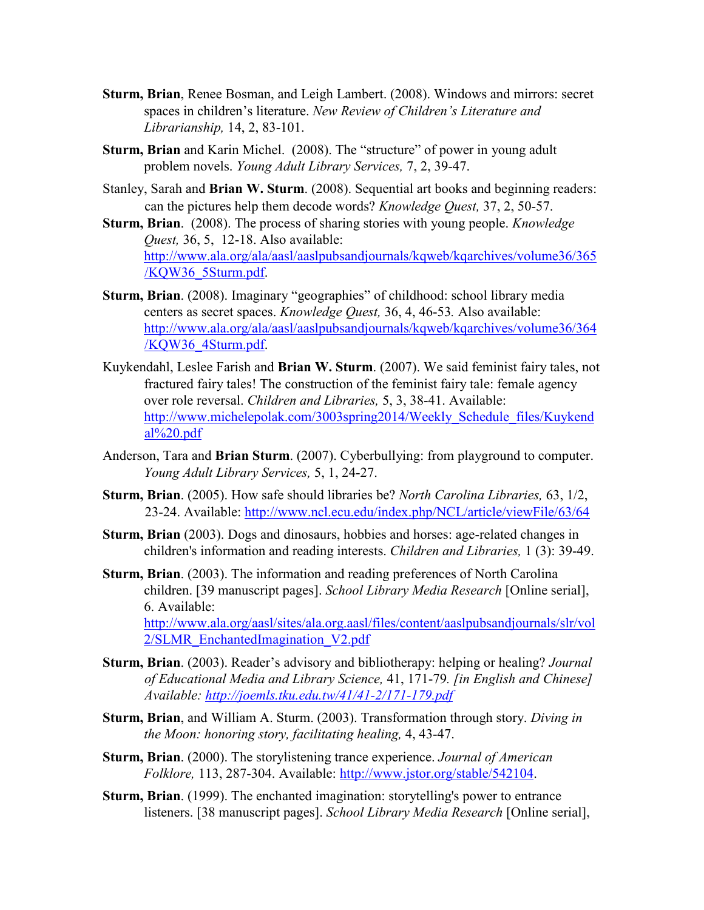**Sturm, Brian**, Renee Bosman, and Leigh Lambert. (2008). Windows and mirrors: secret spaces in children's literature. *New Review of Children's Literature and Librarianship,* 14, 2, 83-101.

**Sturm, Brian** and Karin Michel. (2008). The "structure" of power in young adult problem novels. *Young Adult Library Services,* 7, 2, 39-47.

Stanley, Sarah and **Brian W. Sturm**. (2008). Sequential art books and beginning readers: can the pictures help them decode words? *Knowledge Quest,* 37, 2, 50-57.

**Sturm, Brian**. (2008). The process of sharing stories with young people. *Knowledge Quest,* 36, 5, 12-18. Also available: http://www.ala.org/ala/aasl/aaslpubsandjournals/kqweb/kqarchives/volume36/365/KQW36_5Sturm.pdf.

**Sturm, Brian**. (2008). Imaginary "geographies" of childhood: school library media centers as secret spaces. *Knowledge Quest,* 36, 4, 46-53. Also available: http://www.ala.org/ala/aasl/aaslpubsandjournals/kqweb/kqarchives/volume36/364/KQW36_4Sturm.pdf.

Kuykendahl, Leslee Farish and **Brian W. Sturm**. (2007). We said feminist fairy tales, not fractured fairy tales! The construction of the feminist fairy tale: female agency over role reversal. *Children and Libraries,* 5, 3, 38-41. Available: http://www.michelepolak.com/3003spring2014/Weekly_Schedule_files/Kuykendal%20.pdf

Anderson, Tara and **Brian Sturm**. (2007). Cyberbullying: from playground to computer. *Young Adult Library Services,* 5, 1, 24-27.

**Sturm, Brian**. (2005). How safe should libraries be? *North Carolina Libraries,* 63, 1/2, 23-24. Available: http://www.ncl.ecu.edu/index.php/NCL/article/viewFile/63/64

**Sturm, Brian** (2003). Dogs and dinosaurs, hobbies and horses: age-related changes in children's information and reading interests. *Children and Libraries,* 1 (3): 39-49.

**Sturm, Brian**. (2003). The information and reading preferences of North Carolina children. [39 manuscript pages]. *School Library Media Research* [Online serial], 6. Available: http://www.ala.org/aasl/sites/ala.org.aasl/files/content/aaslpubsandjournals/slr/vol2/SLMR_EnchantedImagination_V2.pdf

**Sturm, Brian**. (2003). Reader's advisory and bibliotherapy: helping or healing? *Journal of Educational Media and Library Science,* 41, 171-79. *[in English and Chinese] Available: http://joemls.tku.edu.tw/41/41-2/171-179.pdf*

**Sturm, Brian**, and William A. Sturm. (2003). Transformation through story. *Diving in the Moon: honoring story, facilitating healing,* 4, 43-47.

**Sturm, Brian**. (2000). The storylistening trance experience. *Journal of American Folklore,* 113, 287-304. Available: http://www.jstor.org/stable/542104.

**Sturm, Brian**. (1999). The enchanted imagination: storytelling's power to entrance listeners. [38 manuscript pages]. *School Library Media Research* [Online serial],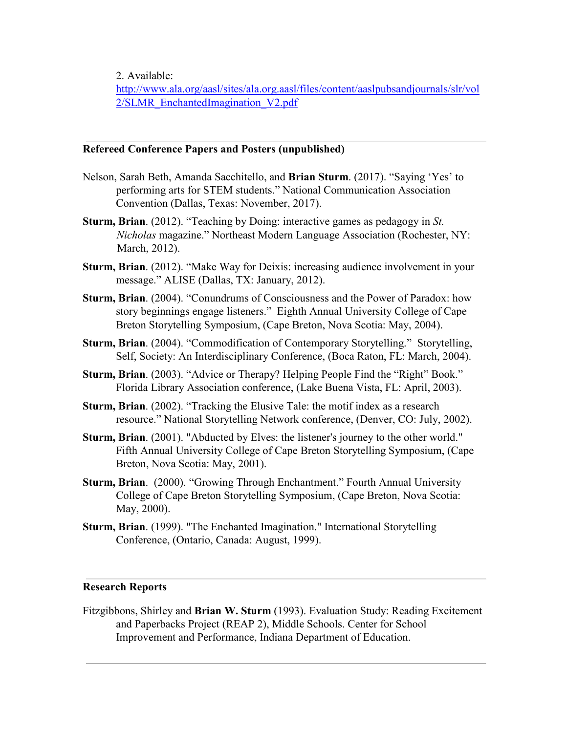2. Available: [http://www.ala.org/aasl/sites/ala.org.aasl/files/content/aaslpubsandjournals/slr/vol2/SLMR_EnchantedImagination_V2.pdf](http://www.ala.org/aasl/sites/ala.org.aasl/files/content/aaslpubsandjournals/slr/vol2/SLMR_EnchantedImagination_V2.pdf)

---

**Refereed Conference Papers and Posters (unpublished)**

Nelson, Sarah Beth, Amanda Sacchitello, and **Brian Sturm**. (2017). "Saying 'Yes' to performing arts for STEM students." National Communication Association Convention (Dallas, Texas: November, 2017).

**Sturm, Brian**. (2012). "Teaching by Doing: interactive games as pedagogy in *St. Nicholas* magazine." Northeast Modern Language Association (Rochester, NY: March, 2012).

**Sturm, Brian**. (2012). "Make Way for Deixis: increasing audience involvement in your message." ALISE (Dallas, TX: January, 2012).

**Sturm, Brian**. (2004). "Conundrums of Consciousness and the Power of Paradox: how story beginnings engage listeners." Eighth Annual University College of Cape Breton Storytelling Symposium, (Cape Breton, Nova Scotia: May, 2004).

**Sturm, Brian**. (2004). "Commodification of Contemporary Storytelling." Storytelling, Self, Society: An Interdisciplinary Conference, (Boca Raton, FL: March, 2004).

**Sturm, Brian**. (2003). "Advice or Therapy? Helping People Find the "Right" Book." Florida Library Association conference, (Lake Buena Vista, FL: April, 2003).

**Sturm, Brian**. (2002). "Tracking the Elusive Tale: the motif index as a research resource." National Storytelling Network conference, (Denver, CO: July, 2002).

**Sturm, Brian**. (2001). "Abducted by Elves: the listener's journey to the other world." Fifth Annual University College of Cape Breton Storytelling Symposium, (Cape Breton, Nova Scotia: May, 2001).

**Sturm, Brian**. (2000). "Growing Through Enchantment." Fourth Annual University College of Cape Breton Storytelling Symposium, (Cape Breton, Nova Scotia: May, 2000).

**Sturm, Brian**. (1999). "The Enchanted Imagination." International Storytelling Conference, (Ontario, Canada: August, 1999).

---

**Research Reports**

Fitzgibbons, Shirley and **Brian W. Sturm** (1993). Evaluation Study: Reading Excitement and Paperbacks Project (REAP 2), Middle Schools. Center for School Improvement and Performance, Indiana Department of Education.

---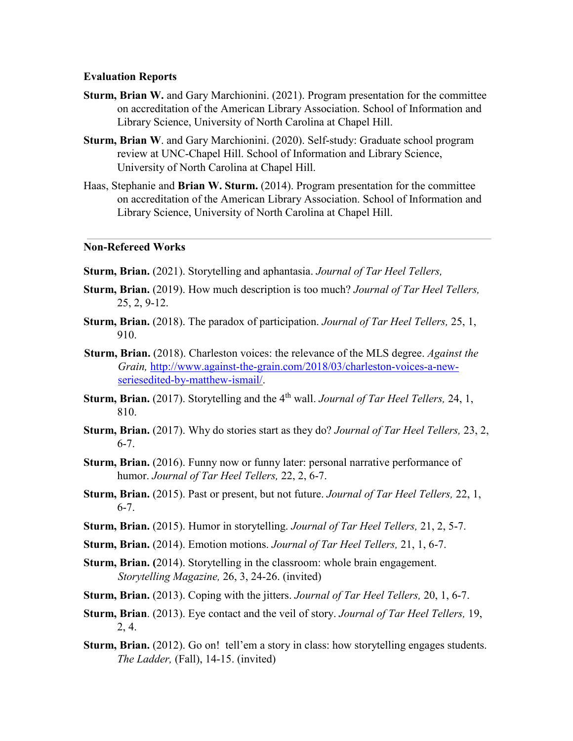### Evaluation Reports

**Sturm, Brian W.** and Gary Marchionini. (2021). Program presentation for the committee on accreditation of the American Library Association. School of Information and Library Science, University of North Carolina at Chapel Hill.

**Sturm, Brian W**. and Gary Marchionini. (2020). Self-study: Graduate school program review at UNC-Chapel Hill. School of Information and Library Science, University of North Carolina at Chapel Hill.

Haas, Stephanie and **Brian W. Sturm.** (2014). Program presentation for the committee on accreditation of the American Library Association. School of Information and Library Science, University of North Carolina at Chapel Hill.

---

### Non-Refereed Works

**Sturm, Brian.** (2021). Storytelling and aphantasia. *Journal of Tar Heel Tellers,*

**Sturm, Brian.** (2019). How much description is too much? *Journal of Tar Heel Tellers,* 25, 2, 9-12.

**Sturm, Brian.** (2018). The paradox of participation. *Journal of Tar Heel Tellers,* 25, 1, 910.

**Sturm, Brian.** (2018). Charleston voices: the relevance of the MLS degree. *Against the Grain,* [http://www.against-the-grain.com/2018/03/charleston-voices-a-new-seriesedited-by-matthew-ismail/](http://www.against-the-grain.com/2018/03/charleston-voices-a-new-seriesedited-by-matthew-ismail/).

**Sturm, Brian.** (2017). Storytelling and the 4th wall. *Journal of Tar Heel Tellers,* 24, 1, 810.

**Sturm, Brian.** (2017). Why do stories start as they do? *Journal of Tar Heel Tellers,* 23, 2, 6-7.

**Sturm, Brian.** (2016). Funny now or funny later: personal narrative performance of humor. *Journal of Tar Heel Tellers,* 22, 2, 6-7.

**Sturm, Brian.** (2015). Past or present, but not future. *Journal of Tar Heel Tellers,* 22, 1, 6-7.

**Sturm, Brian.** (2015). Humor in storytelling. *Journal of Tar Heel Tellers,* 21, 2, 5-7.

**Sturm, Brian.** (2014). Emotion motions. *Journal of Tar Heel Tellers,* 21, 1, 6-7.

**Sturm, Brian. (**2014). Storytelling in the classroom: whole brain engagement. *Storytelling Magazine,* 26, 3, 24-26. (invited)

**Sturm, Brian.** (2013). Coping with the jitters. *Journal of Tar Heel Tellers,* 20, 1, 6-7.

**Sturm, Brian**. (2013). Eye contact and the veil of story. *Journal of Tar Heel Tellers,* 19, 2, 4.

**Sturm, Brian.** (2012). Go on! tell'em a story in class: how storytelling engages students. *The Ladder,* (Fall), 14-15. (invited)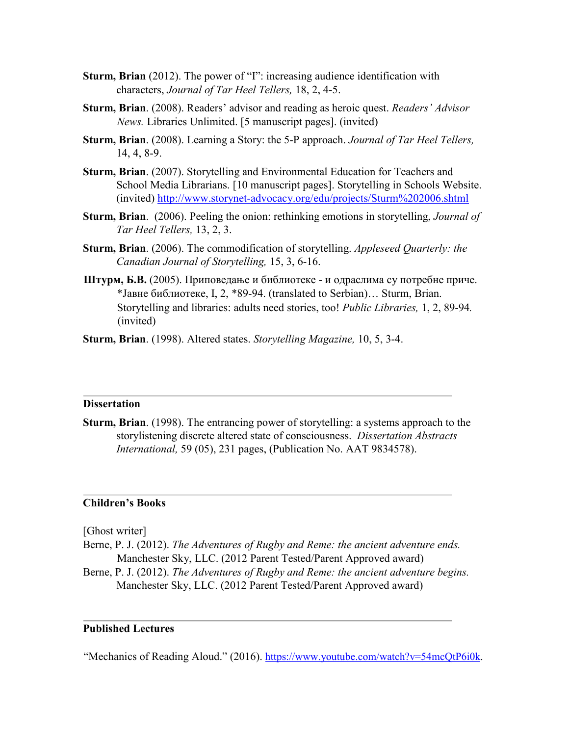**Sturm, Brian** (2012). The power of "I": increasing audience identification with characters, *Journal of Tar Heel Tellers,* 18, 2, 4-5.

**Sturm, Brian**. (2008). Readers' advisor and reading as heroic quest. *Readers' Advisor News.* Libraries Unlimited. [5 manuscript pages]. (invited)

**Sturm, Brian**. (2008). Learning a Story: the 5-P approach. *Journal of Tar Heel Tellers,* 14, 4, 8-9.

**Sturm, Brian**. (2007). Storytelling and Environmental Education for Teachers and School Media Librarians. [10 manuscript pages]. Storytelling in Schools Website. (invited) http://www.storynet-advocacy.org/edu/projects/Sturm%202006.shtml

**Sturm, Brian**. (2006). Peeling the onion: rethinking emotions in storytelling, *Journal of Tar Heel Tellers,* 13, 2, 3.

**Sturm, Brian**. (2006). The commodification of storytelling. *Appleseed Quarterly: the Canadian Journal of Storytelling,* 15, 3, 6-16.

**Штурм, Б.В.** (2005). Приповедање и библиотеке - и одраслима су потребне приче. *Јавне библиотеке, I, 2, *89-94. (translated to Serbian)… Sturm, Brian. Storytelling and libraries: adults need stories, too! *Public Libraries,* 1, 2, 89-94*.* (invited)

**Sturm, Brian**. (1998). Altered states. *Storytelling Magazine,* 10, 5, 3-4.

---

### Dissertation

**Sturm, Brian**. (1998). The entrancing power of storytelling: a systems approach to the storylistening discrete altered state of consciousness. *Dissertation Abstracts International,* 59 (05), 231 pages, (Publication No. AAT 9834578).

---

### Children's Books

[Ghost writer]

Berne, P. J. (2012). *The Adventures of Rugby and Reme: the ancient adventure ends.* Manchester Sky, LLC. (2012 Parent Tested/Parent Approved award)

Berne, P. J. (2012). *The Adventures of Rugby and Reme: the ancient adventure begins.* Manchester Sky, LLC. (2012 Parent Tested/Parent Approved award)

---

### Published Lectures

"Mechanics of Reading Aloud." (2016). https://www.youtube.com/watch?v=54mcQtP6i0k.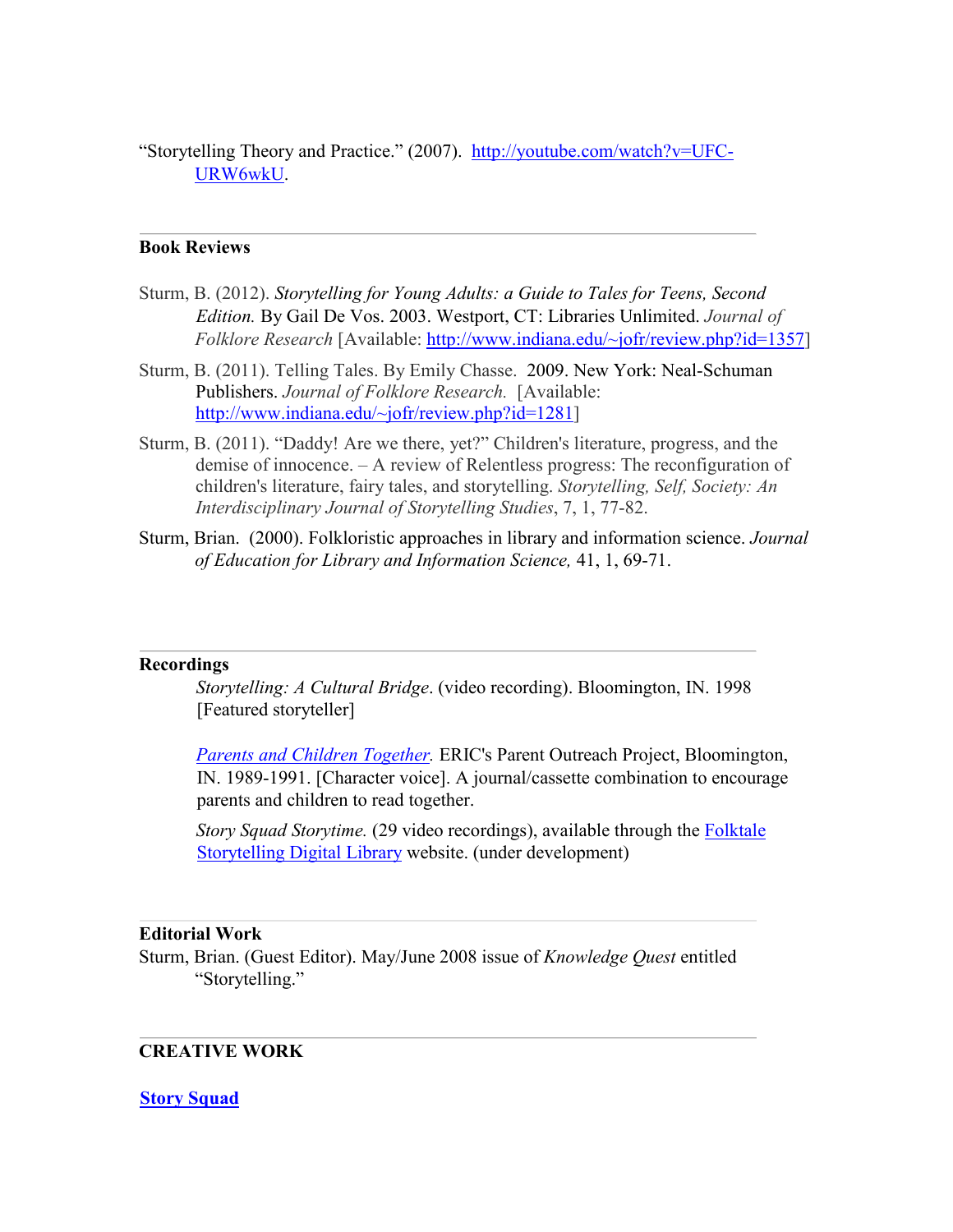"Storytelling Theory and Practice." (2007). [http://youtube.com/watch?v=UFC-URW6wkU](http://youtube.com/watch?v=UFC-URW6wkU).

---

**Book Reviews**

Sturm, B. (2012). *Storytelling for Young Adults: a Guide to Tales for Teens, Second Edition.* By Gail De Vos. 2003. Westport, CT: Libraries Unlimited. *Journal of Folklore Research* [Available: [http://www.indiana.edu/~jofr/review.php?id=1357](http://www.indiana.edu/~jofr/review.php?id=1357)]

Sturm, B. (2011). Telling Tales. By Emily Chasse. 2009. New York: Neal-Schuman Publishers. *Journal of Folklore Research.* [Available: [http://www.indiana.edu/~jofr/review.php?id=1281](http://www.indiana.edu/~jofr/review.php?id=1281)]

Sturm, B. (2011). "Daddy! Are we there, yet?" Children's literature, progress, and the demise of innocence. – A review of Relentless progress: The reconfiguration of children's literature, fairy tales, and storytelling. *Storytelling, Self, Society: An Interdisciplinary Journal of Storytelling Studies*, 7, 1, 77-82.

Sturm, Brian. (2000). Folkloristic approaches in library and information science. *Journal of Education for Library and Information Science,* 41, 1, 69-71.

---

**Recordings**

*Storytelling: A Cultural Bridge*. (video recording). Bloomington, IN. 1998 [Featured storyteller]

*Parents and Children Together.* ERIC's Parent Outreach Project, Bloomington, IN. 1989-1991. [Character voice]. A journal/cassette combination to encourage parents and children to read together.

*Story Squad Storytime.* (29 video recordings), available through the Folktale Storytelling Digital Library website. (under development)

---

**Editorial Work**

Sturm, Brian. (Guest Editor). May/June 2008 issue of *Knowledge Quest* entitled "Storytelling."

---

**CREATIVE WORK**

**Story Squad**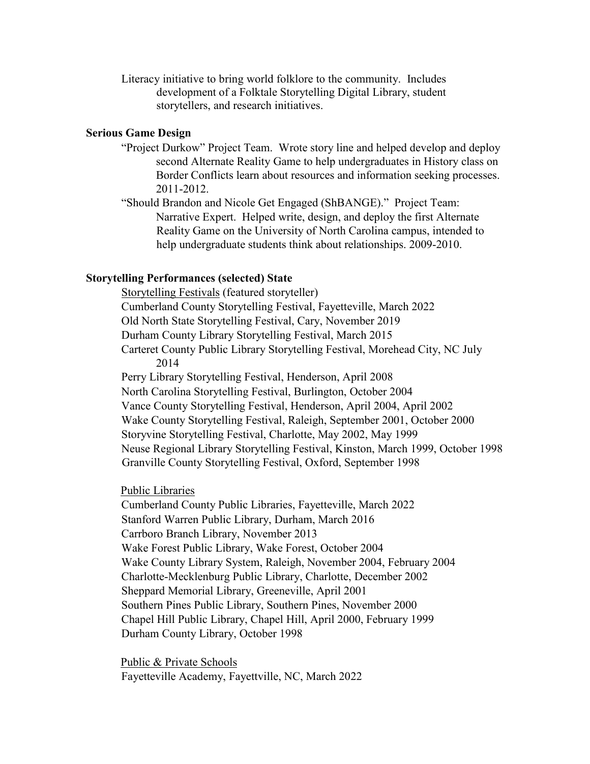Literacy initiative to bring world folklore to the community. Includes development of a Folktale Storytelling Digital Library, student storytellers, and research initiatives.

**Serious Game Design**

"Project Durkow" Project Team. Wrote story line and helped develop and deploy second Alternate Reality Game to help undergraduates in History class on Border Conflicts learn about resources and information seeking processes. 2011-2012.

"Should Brandon and Nicole Get Engaged (ShBANGE)." Project Team: Narrative Expert. Helped write, design, and deploy the first Alternate Reality Game on the University of North Carolina campus, intended to help undergraduate students think about relationships. 2009-2010.

**Storytelling Performances (selected) State**

Storytelling Festivals (featured storyteller)

Cumberland County Storytelling Festival, Fayetteville, March 2022
Old North State Storytelling Festival, Cary, November 2019
Durham County Library Storytelling Festival, March 2015
Carteret County Public Library Storytelling Festival, Morehead City, NC July 2014
Perry Library Storytelling Festival, Henderson, April 2008
North Carolina Storytelling Festival, Burlington, October 2004
Vance County Storytelling Festival, Henderson, April 2004, April 2002
Wake County Storytelling Festival, Raleigh, September 2001, October 2000
Storyvine Storytelling Festival, Charlotte, May 2002, May 1999
Neuse Regional Library Storytelling Festival, Kinston, March 1999, October 1998
Granville County Storytelling Festival, Oxford, September 1998

Public Libraries

Cumberland County Public Libraries, Fayetteville, March 2022
Stanford Warren Public Library, Durham, March 2016
Carrboro Branch Library, November 2013
Wake Forest Public Library, Wake Forest, October 2004
Wake County Library System, Raleigh, November 2004, February 2004
Charlotte-Mecklenburg Public Library, Charlotte, December 2002
Sheppard Memorial Library, Greeneville, April 2001
Southern Pines Public Library, Southern Pines, November 2000
Chapel Hill Public Library, Chapel Hill, April 2000, February 1999
Durham County Library, October 1998

Public & Private Schools

Fayetteville Academy, Fayettville, NC, March 2022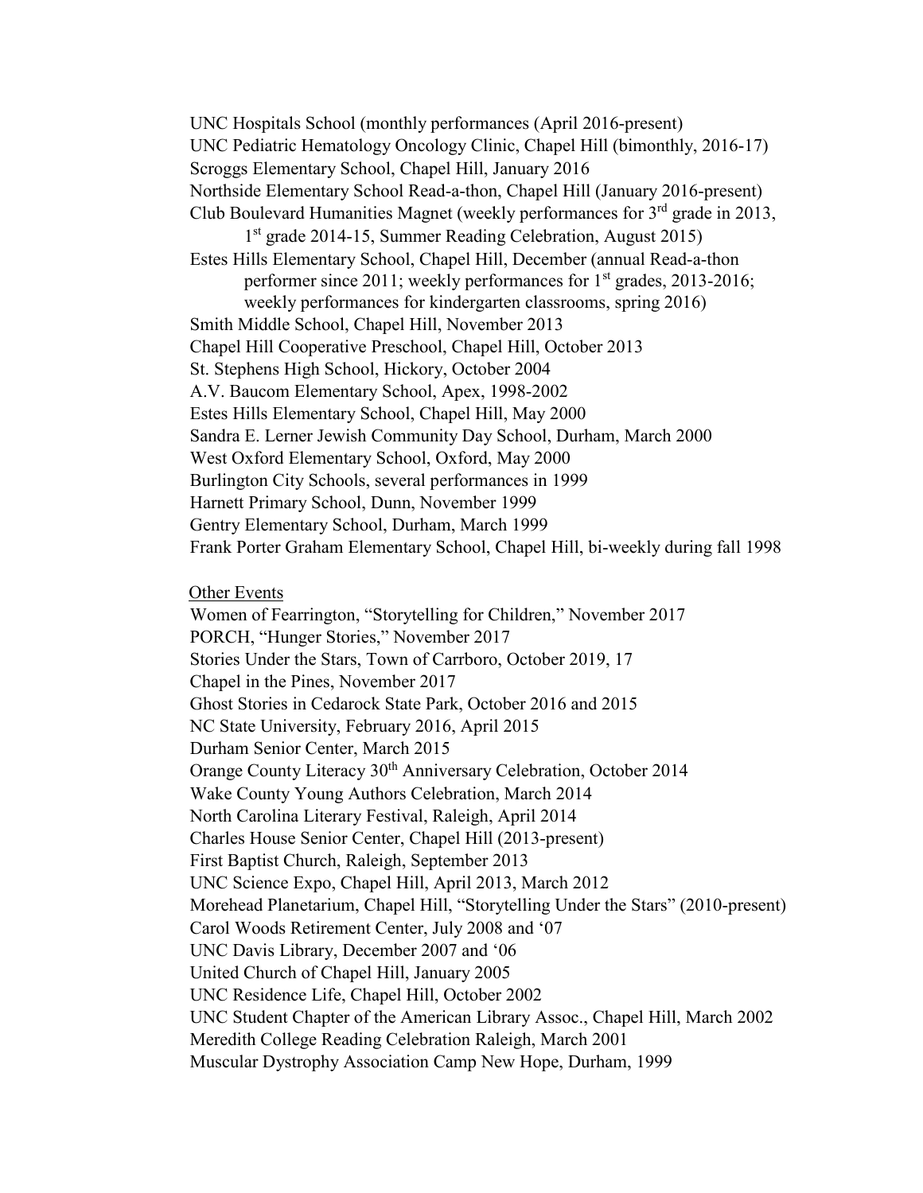UNC Hospitals School (monthly performances (April 2016-present)
UNC Pediatric Hematology Oncology Clinic, Chapel Hill (bimonthly, 2016-17)
Scroggs Elementary School, Chapel Hill, January 2016
Northside Elementary School Read-a-thon, Chapel Hill (January 2016-present)
Club Boulevard Humanities Magnet (weekly performances for 3rd grade in 2013,
1st grade 2014-15, Summer Reading Celebration, August 2015)
Estes Hills Elementary School, Chapel Hill, December (annual Read-a-thon
performer since 2011; weekly performances for 1st grades, 2013-2016;
weekly performances for kindergarten classrooms, spring 2016)
Smith Middle School, Chapel Hill, November 2013
Chapel Hill Cooperative Preschool, Chapel Hill, October 2013
St. Stephens High School, Hickory, October 2004
A.V. Baucom Elementary School, Apex, 1998-2002
Estes Hills Elementary School, Chapel Hill, May 2000
Sandra E. Lerner Jewish Community Day School, Durham, March 2000
West Oxford Elementary School, Oxford, May 2000
Burlington City Schools, several performances in 1999
Harnett Primary School, Dunn, November 1999
Gentry Elementary School, Durham, March 1999
Frank Porter Graham Elementary School, Chapel Hill, bi-weekly during fall 1998

Other Events

Women of Fearrington, "Storytelling for Children," November 2017
PORCH, "Hunger Stories," November 2017
Stories Under the Stars, Town of Carrboro, October 2019, 17
Chapel in the Pines, November 2017
Ghost Stories in Cedarock State Park, October 2016 and 2015
NC State University, February 2016, April 2015
Durham Senior Center, March 2015
Orange County Literacy 30th Anniversary Celebration, October 2014
Wake County Young Authors Celebration, March 2014
North Carolina Literary Festival, Raleigh, April 2014
Charles House Senior Center, Chapel Hill (2013-present)
First Baptist Church, Raleigh, September 2013
UNC Science Expo, Chapel Hill, April 2013, March 2012
Morehead Planetarium, Chapel Hill, "Storytelling Under the Stars" (2010-present)
Carol Woods Retirement Center, July 2008 and '07
UNC Davis Library, December 2007 and '06
United Church of Chapel Hill, January 2005
UNC Residence Life, Chapel Hill, October 2002
UNC Student Chapter of the American Library Assoc., Chapel Hill, March 2002
Meredith College Reading Celebration Raleigh, March 2001
Muscular Dystrophy Association Camp New Hope, Durham, 1999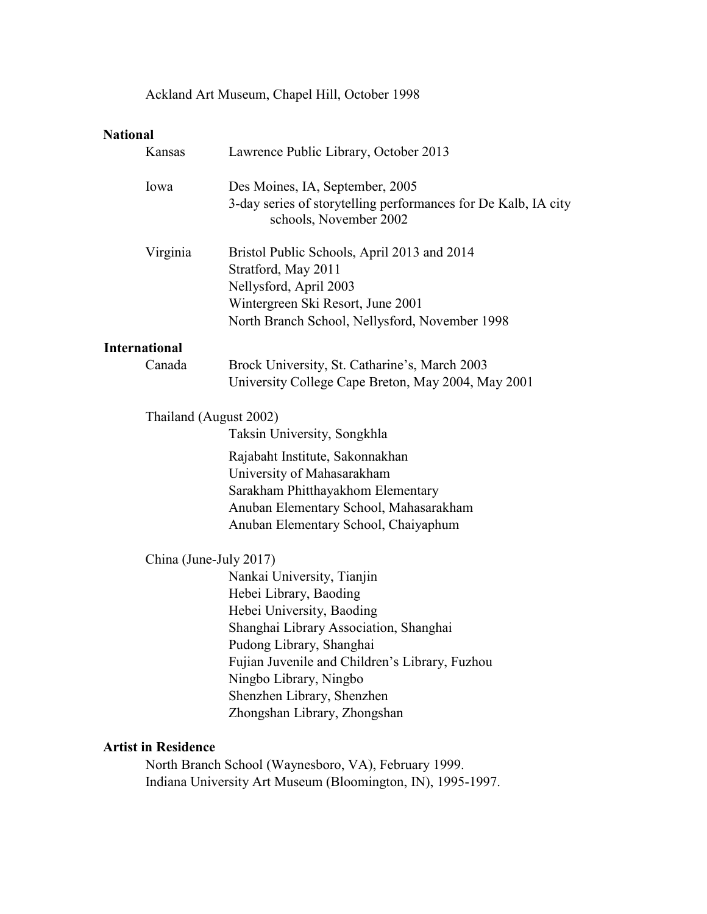Ackland Art Museum, Chapel Hill, October 1998

**National**

Kansas — Lawrence Public Library, October 2013

Iowa — Des Moines, IA, September, 2005
3-day series of storytelling performances for De Kalb, IA city schools, November 2002

Virginia — Bristol Public Schools, April 2013 and 2014
Stratford, May 2011
Nellysford, April 2003
Wintergreen Ski Resort, June 2001
North Branch School, Nellysford, November 1998

**International**

Canada — Brock University, St. Catharine's, March 2003
University College Cape Breton, May 2004, May 2001

Thailand (August 2002)

- Taksin University, Songkhla
- Rajabaht Institute, Sakonnakhan
- University of Mahasarakham
- Sarakham Phitthayakhom Elementary
- Anuban Elementary School, Mahasarakham
- Anuban Elementary School, Chaiyaphum

China (June-July 2017)

- Nankai University, Tianjin
- Hebei Library, Baoding
- Hebei University, Baoding
- Shanghai Library Association, Shanghai
- Pudong Library, Shanghai
- Fujian Juvenile and Children's Library, Fuzhou
- Ningbo Library, Ningbo
- Shenzhen Library, Shenzhen
- Zhongshan Library, Zhongshan

**Artist in Residence**

North Branch School (Waynesboro, VA), February 1999.
Indiana University Art Museum (Bloomington, IN), 1995-1997.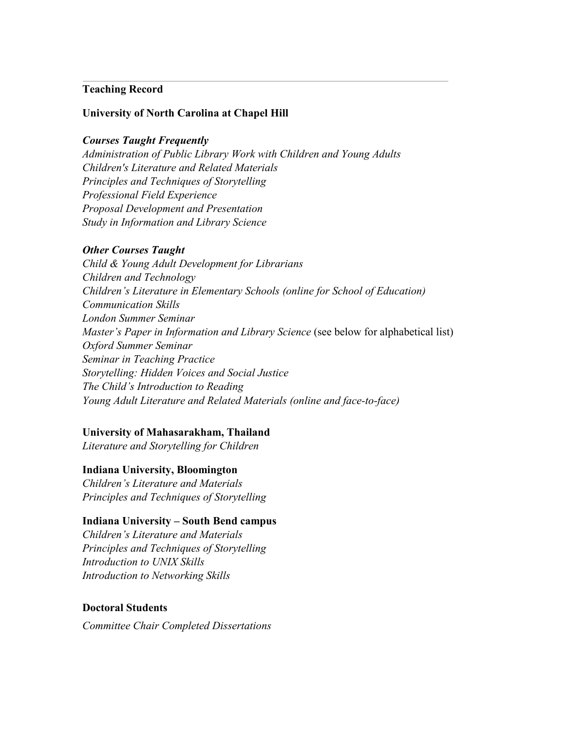---

**Teaching Record**

**University of North Carolina at Chapel Hill**

***Courses Taught Frequently***

*Administration of Public Library Work with Children and Young Adults*
*Children's Literature and Related Materials*
*Principles and Techniques of Storytelling*
*Professional Field Experience*
*Proposal Development and Presentation*
*Study in Information and Library Science*

***Other Courses Taught***

*Child & Young Adult Development for Librarians*
*Children and Technology*
*Children's Literature in Elementary Schools (online for School of Education)*
*Communication Skills*
*London Summer Seminar*
*Master's Paper in Information and Library Science* (see below for alphabetical list)
*Oxford Summer Seminar*
*Seminar in Teaching Practice*
*Storytelling: Hidden Voices and Social Justice*
*The Child's Introduction to Reading*
*Young Adult Literature and Related Materials (online and face-to-face)*

**University of Mahasarakham, Thailand**

*Literature and Storytelling for Children*

**Indiana University, Bloomington**

*Children's Literature and Materials*
*Principles and Techniques of Storytelling*

**Indiana University – South Bend campus**

*Children's Literature and Materials*
*Principles and Techniques of Storytelling*
*Introduction to UNIX Skills*
*Introduction to Networking Skills*

**Doctoral Students**

*Committee Chair Completed Dissertations*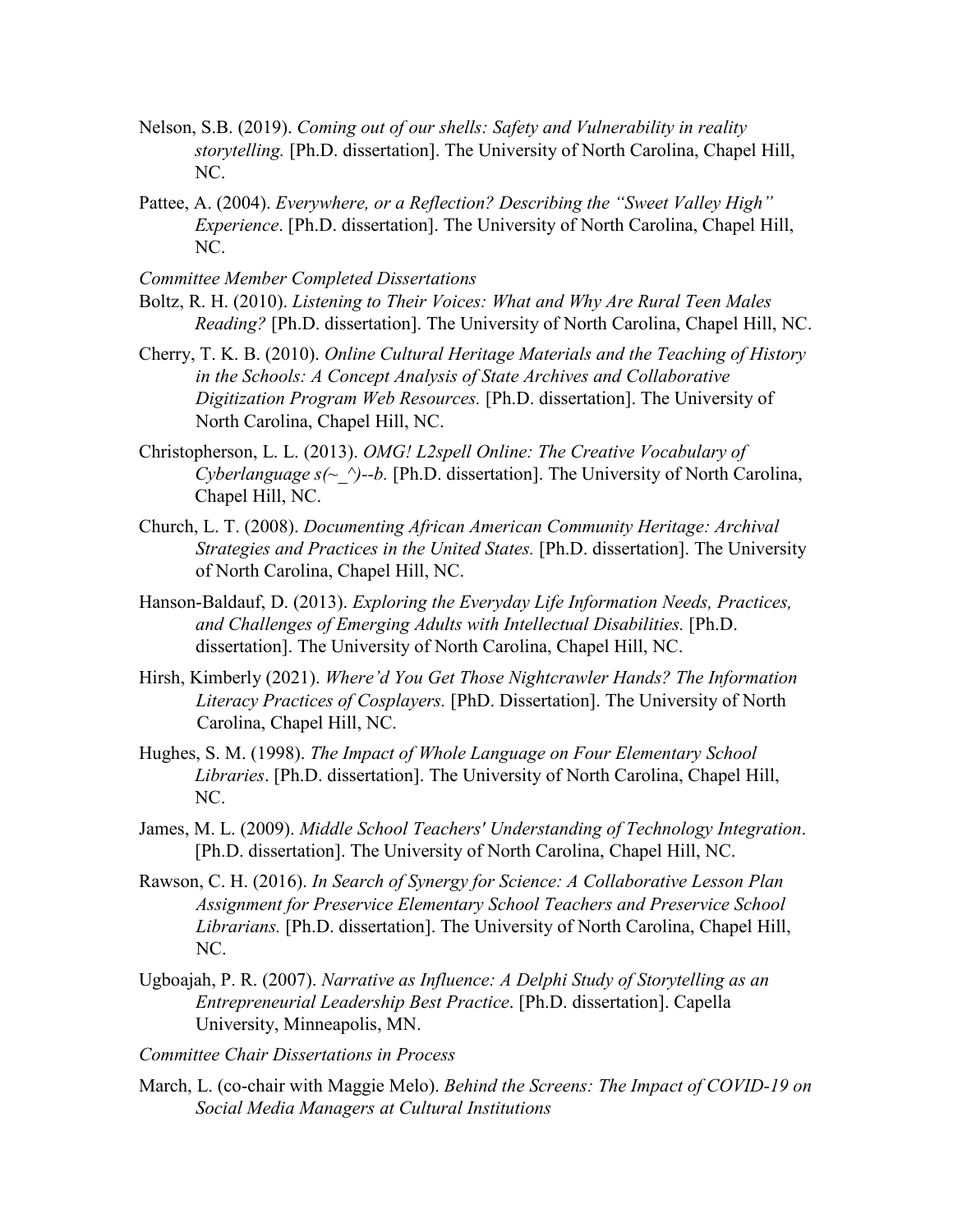Nelson, S.B. (2019). *Coming out of our shells: Safety and Vulnerability in reality storytelling.* [Ph.D. dissertation]. The University of North Carolina, Chapel Hill, NC.

Pattee, A. (2004). *Everywhere, or a Reflection? Describing the "Sweet Valley High" Experience*. [Ph.D. dissertation]. The University of North Carolina, Chapel Hill, NC.

*Committee Member Completed Dissertations*

Boltz, R. H. (2010). *Listening to Their Voices: What and Why Are Rural Teen Males Reading?* [Ph.D. dissertation]. The University of North Carolina, Chapel Hill, NC.

Cherry, T. K. B. (2010). *Online Cultural Heritage Materials and the Teaching of History in the Schools: A Concept Analysis of State Archives and Collaborative Digitization Program Web Resources.* [Ph.D. dissertation]. The University of North Carolina, Chapel Hill, NC.

Christopherson, L. L. (2013). *OMG! L2spell Online: The Creative Vocabulary of Cyberlanguage s(~_^)--b.* [Ph.D. dissertation]. The University of North Carolina, Chapel Hill, NC.

Church, L. T. (2008). *Documenting African American Community Heritage: Archival Strategies and Practices in the United States.* [Ph.D. dissertation]. The University of North Carolina, Chapel Hill, NC.

Hanson-Baldauf, D. (2013). *Exploring the Everyday Life Information Needs, Practices, and Challenges of Emerging Adults with Intellectual Disabilities.* [Ph.D. dissertation]. The University of North Carolina, Chapel Hill, NC.

Hirsh, Kimberly (2021). *Where'd You Get Those Nightcrawler Hands? The Information Literacy Practices of Cosplayers.* [PhD. Dissertation]. The University of North Carolina, Chapel Hill, NC.

Hughes, S. M. (1998). *The Impact of Whole Language on Four Elementary School Libraries*. [Ph.D. dissertation]. The University of North Carolina, Chapel Hill, NC.

James, M. L. (2009). *Middle School Teachers' Understanding of Technology Integration*. [Ph.D. dissertation]. The University of North Carolina, Chapel Hill, NC.

Rawson, C. H. (2016). *In Search of Synergy for Science: A Collaborative Lesson Plan Assignment for Preservice Elementary School Teachers and Preservice School Librarians.* [Ph.D. dissertation]. The University of North Carolina, Chapel Hill, NC.

Ugboajah, P. R. (2007). *Narrative as Influence: A Delphi Study of Storytelling as an Entrepreneurial Leadership Best Practice*. [Ph.D. dissertation]. Capella University, Minneapolis, MN.

*Committee Chair Dissertations in Process*

March, L. (co-chair with Maggie Melo). *Behind the Screens: The Impact of COVID-19 on Social Media Managers at Cultural Institutions*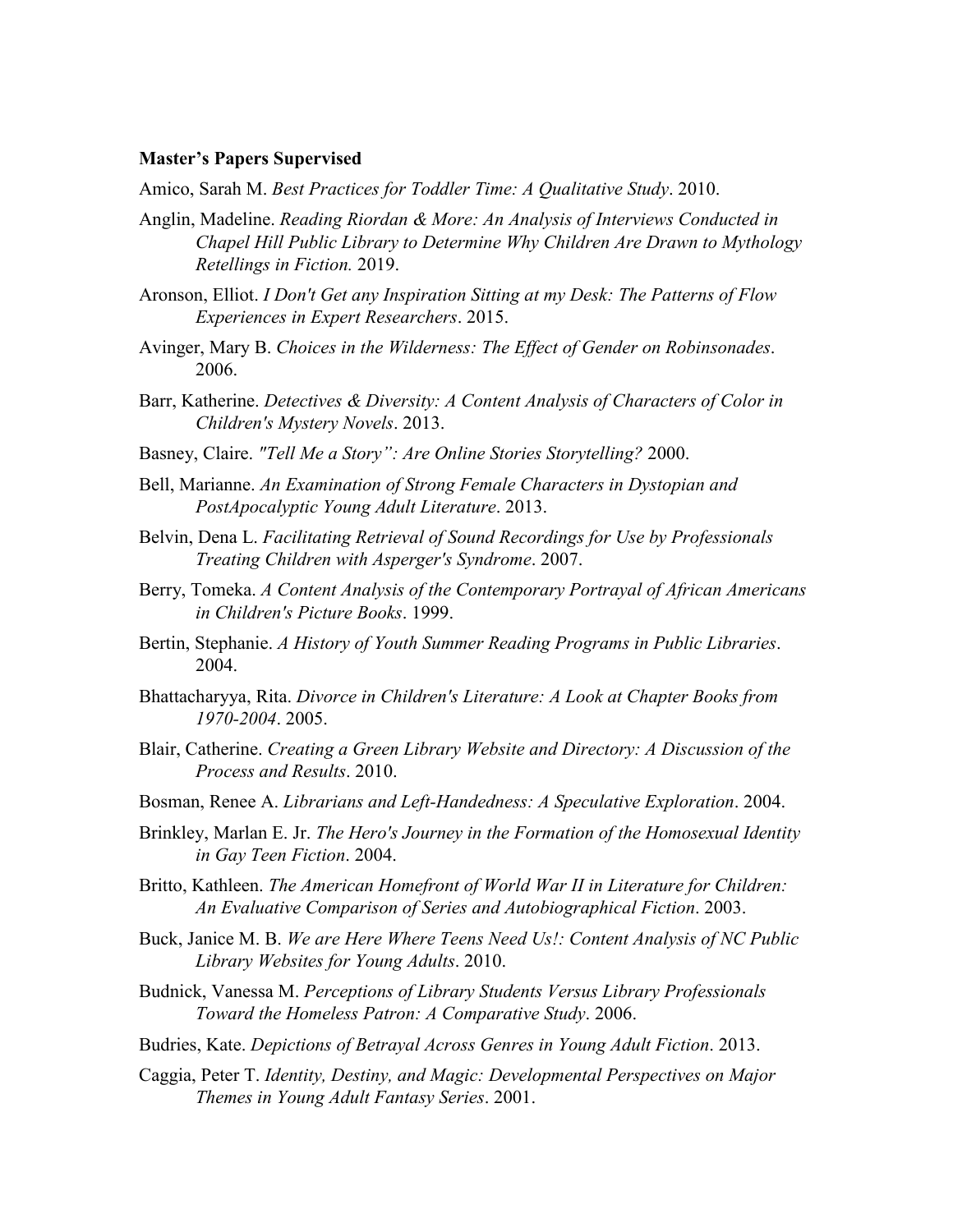**Master's Papers Supervised**

Amico, Sarah M. *Best Practices for Toddler Time: A Qualitative Study*. 2010.

Anglin, Madeline. *Reading Riordan & More: An Analysis of Interviews Conducted in Chapel Hill Public Library to Determine Why Children Are Drawn to Mythology Retellings in Fiction.* 2019.

Aronson, Elliot. *I Don't Get any Inspiration Sitting at my Desk: The Patterns of Flow Experiences in Expert Researchers*. 2015.

Avinger, Mary B. *Choices in the Wilderness: The Effect of Gender on Robinsonades*. 2006.

Barr, Katherine. *Detectives & Diversity: A Content Analysis of Characters of Color in Children's Mystery Novels*. 2013.

Basney, Claire. *"Tell Me a Story": Are Online Stories Storytelling?* 2000.

Bell, Marianne. *An Examination of Strong Female Characters in Dystopian and PostApocalyptic Young Adult Literature*. 2013.

Belvin, Dena L. *Facilitating Retrieval of Sound Recordings for Use by Professionals Treating Children with Asperger's Syndrome*. 2007.

Berry, Tomeka. *A Content Analysis of the Contemporary Portrayal of African Americans in Children's Picture Books*. 1999.

Bertin, Stephanie. *A History of Youth Summer Reading Programs in Public Libraries*. 2004.

Bhattacharyya, Rita. *Divorce in Children's Literature: A Look at Chapter Books from 1970-2004*. 2005.

Blair, Catherine. *Creating a Green Library Website and Directory: A Discussion of the Process and Results*. 2010.

Bosman, Renee A. *Librarians and Left-Handedness: A Speculative Exploration*. 2004.

Brinkley, Marlan E. Jr. *The Hero's Journey in the Formation of the Homosexual Identity in Gay Teen Fiction*. 2004.

Britto, Kathleen. *The American Homefront of World War II in Literature for Children: An Evaluative Comparison of Series and Autobiographical Fiction*. 2003.

Buck, Janice M. B. *We are Here Where Teens Need Us!: Content Analysis of NC Public Library Websites for Young Adults*. 2010.

Budnick, Vanessa M. *Perceptions of Library Students Versus Library Professionals Toward the Homeless Patron: A Comparative Study*. 2006.

Budries, Kate. *Depictions of Betrayal Across Genres in Young Adult Fiction*. 2013.

Caggia, Peter T. *Identity, Destiny, and Magic: Developmental Perspectives on Major Themes in Young Adult Fantasy Series*. 2001.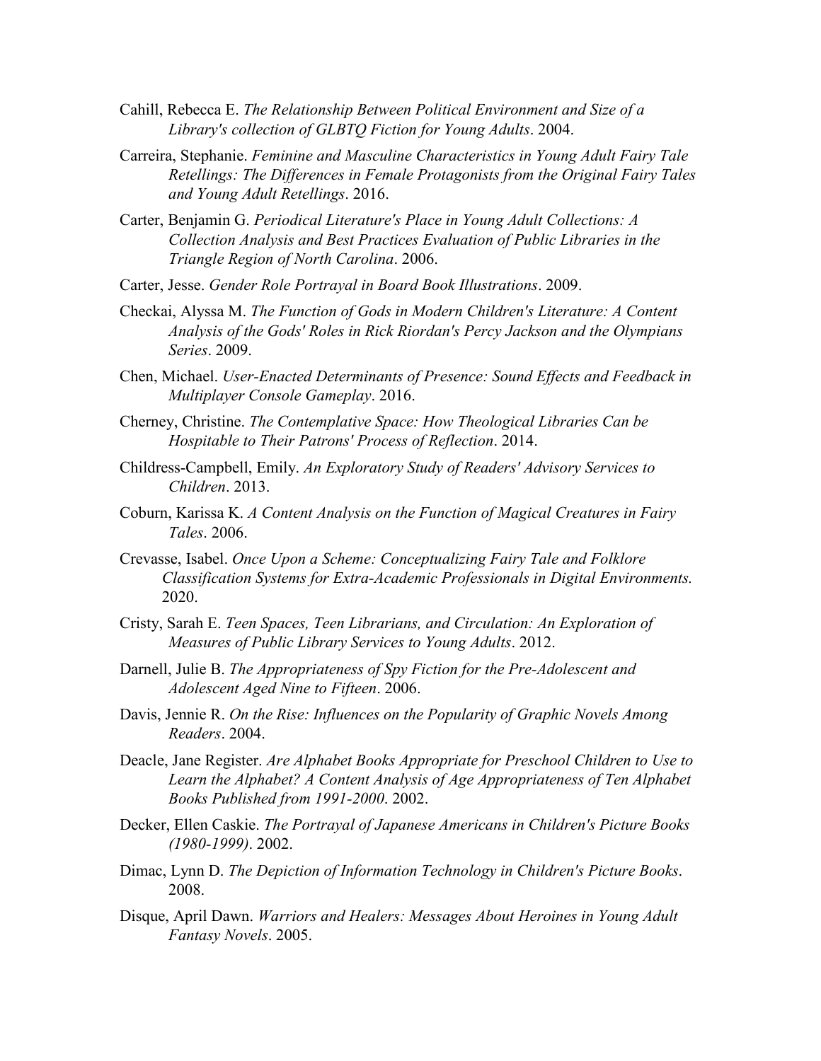Cahill, Rebecca E. *The Relationship Between Political Environment and Size of a Library's collection of GLBTQ Fiction for Young Adults*. 2004.

Carreira, Stephanie. *Feminine and Masculine Characteristics in Young Adult Fairy Tale Retellings: The Differences in Female Protagonists from the Original Fairy Tales and Young Adult Retellings*. 2016.

Carter, Benjamin G. *Periodical Literature's Place in Young Adult Collections: A Collection Analysis and Best Practices Evaluation of Public Libraries in the Triangle Region of North Carolina*. 2006.

Carter, Jesse. *Gender Role Portrayal in Board Book Illustrations*. 2009.

Checkai, Alyssa M. *The Function of Gods in Modern Children's Literature: A Content Analysis of the Gods' Roles in Rick Riordan's Percy Jackson and the Olympians Series*. 2009.

Chen, Michael. *User-Enacted Determinants of Presence: Sound Effects and Feedback in Multiplayer Console Gameplay*. 2016.

Cherney, Christine. *The Contemplative Space: How Theological Libraries Can be Hospitable to Their Patrons' Process of Reflection*. 2014.

Childress-Campbell, Emily. *An Exploratory Study of Readers' Advisory Services to Children*. 2013.

Coburn, Karissa K. *A Content Analysis on the Function of Magical Creatures in Fairy Tales*. 2006.

Crevasse, Isabel. *Once Upon a Scheme: Conceptualizing Fairy Tale and Folklore Classification Systems for Extra-Academic Professionals in Digital Environments.* 2020.

Cristy, Sarah E. *Teen Spaces, Teen Librarians, and Circulation: An Exploration of Measures of Public Library Services to Young Adults*. 2012.

Darnell, Julie B. *The Appropriateness of Spy Fiction for the Pre-Adolescent and Adolescent Aged Nine to Fifteen*. 2006.

Davis, Jennie R. *On the Rise: Influences on the Popularity of Graphic Novels Among Readers*. 2004.

Deacle, Jane Register. *Are Alphabet Books Appropriate for Preschool Children to Use to Learn the Alphabet? A Content Analysis of Age Appropriateness of Ten Alphabet Books Published from 1991-2000*. 2002.

Decker, Ellen Caskie. *The Portrayal of Japanese Americans in Children's Picture Books (1980-1999)*. 2002.

Dimac, Lynn D. *The Depiction of Information Technology in Children's Picture Books*. 2008.

Disque, April Dawn. *Warriors and Healers: Messages About Heroines in Young Adult Fantasy Novels*. 2005.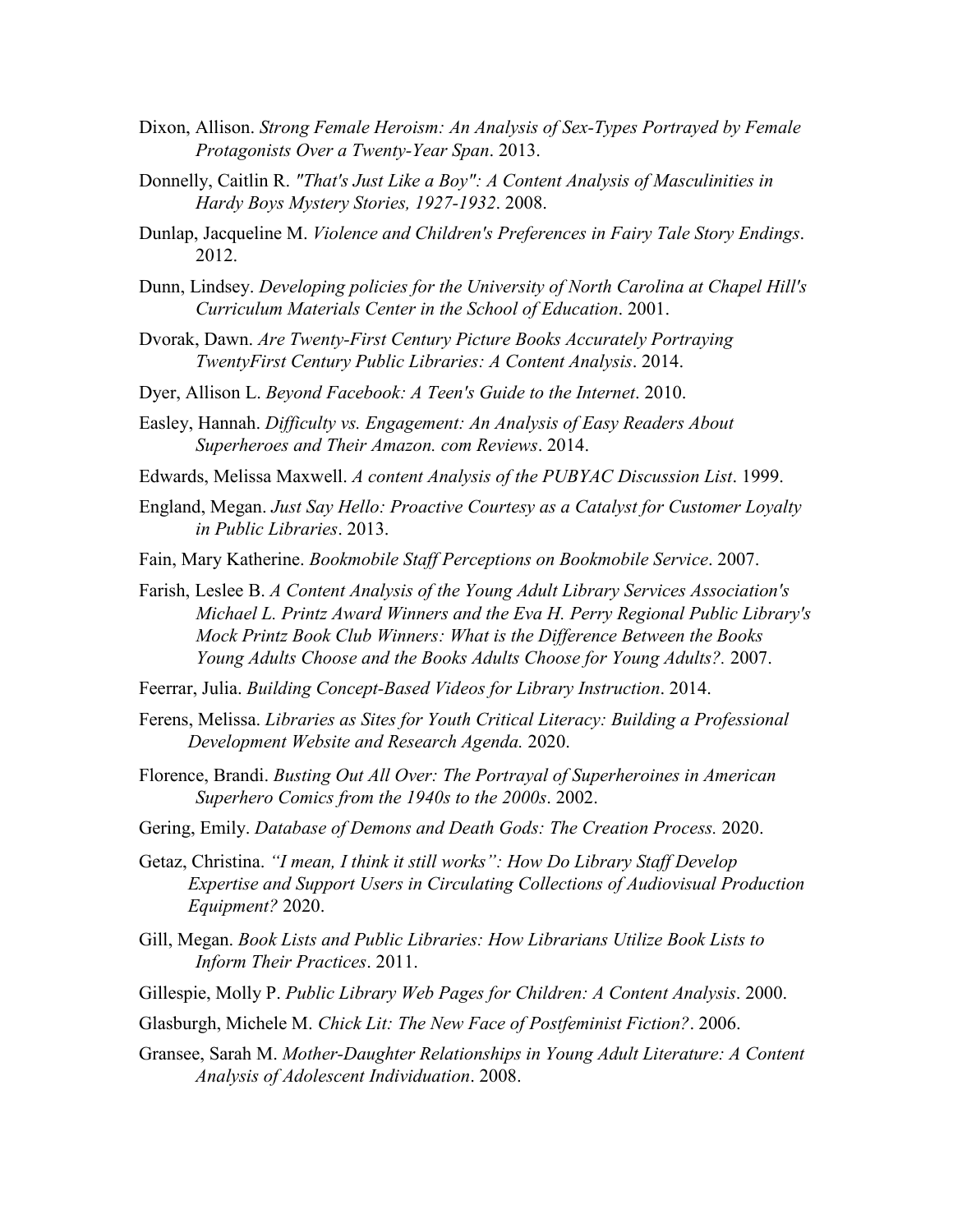Dixon, Allison. *Strong Female Heroism: An Analysis of Sex-Types Portrayed by Female Protagonists Over a Twenty-Year Span*. 2013.

Donnelly, Caitlin R. *"That's Just Like a Boy": A Content Analysis of Masculinities in Hardy Boys Mystery Stories, 1927-1932*. 2008.

Dunlap, Jacqueline M. *Violence and Children's Preferences in Fairy Tale Story Endings*. 2012.

Dunn, Lindsey. *Developing policies for the University of North Carolina at Chapel Hill's Curriculum Materials Center in the School of Education*. 2001.

Dvorak, Dawn. *Are Twenty-First Century Picture Books Accurately Portraying TwentyFirst Century Public Libraries: A Content Analysis*. 2014.

Dyer, Allison L. *Beyond Facebook: A Teen's Guide to the Internet*. 2010.

Easley, Hannah. *Difficulty vs. Engagement: An Analysis of Easy Readers About Superheroes and Their Amazon. com Reviews*. 2014.

Edwards, Melissa Maxwell. *A content Analysis of the PUBYAC Discussion List*. 1999.

England, Megan. *Just Say Hello: Proactive Courtesy as a Catalyst for Customer Loyalty in Public Libraries*. 2013.

Fain, Mary Katherine. *Bookmobile Staff Perceptions on Bookmobile Service*. 2007.

Farish, Leslee B. *A Content Analysis of the Young Adult Library Services Association's Michael L. Printz Award Winners and the Eva H. Perry Regional Public Library's Mock Printz Book Club Winners: What is the Difference Between the Books Young Adults Choose and the Books Adults Choose for Young Adults?.* 2007.

Feerrar, Julia. *Building Concept-Based Videos for Library Instruction*. 2014.

Ferens, Melissa. *Libraries as Sites for Youth Critical Literacy: Building a Professional Development Website and Research Agenda.* 2020.

Florence, Brandi. *Busting Out All Over: The Portrayal of Superheroines in American Superhero Comics from the 1940s to the 2000s*. 2002.

Gering, Emily. *Database of Demons and Death Gods: The Creation Process.* 2020.

Getaz, Christina. *"I mean, I think it still works": How Do Library Staff Develop Expertise and Support Users in Circulating Collections of Audiovisual Production Equipment?* 2020.

Gill, Megan. *Book Lists and Public Libraries: How Librarians Utilize Book Lists to Inform Their Practices*. 2011.

Gillespie, Molly P. *Public Library Web Pages for Children: A Content Analysis*. 2000.

Glasburgh, Michele M. *Chick Lit: The New Face of Postfeminist Fiction?*. 2006.

Gransee, Sarah M. *Mother-Daughter Relationships in Young Adult Literature: A Content Analysis of Adolescent Individuation*. 2008.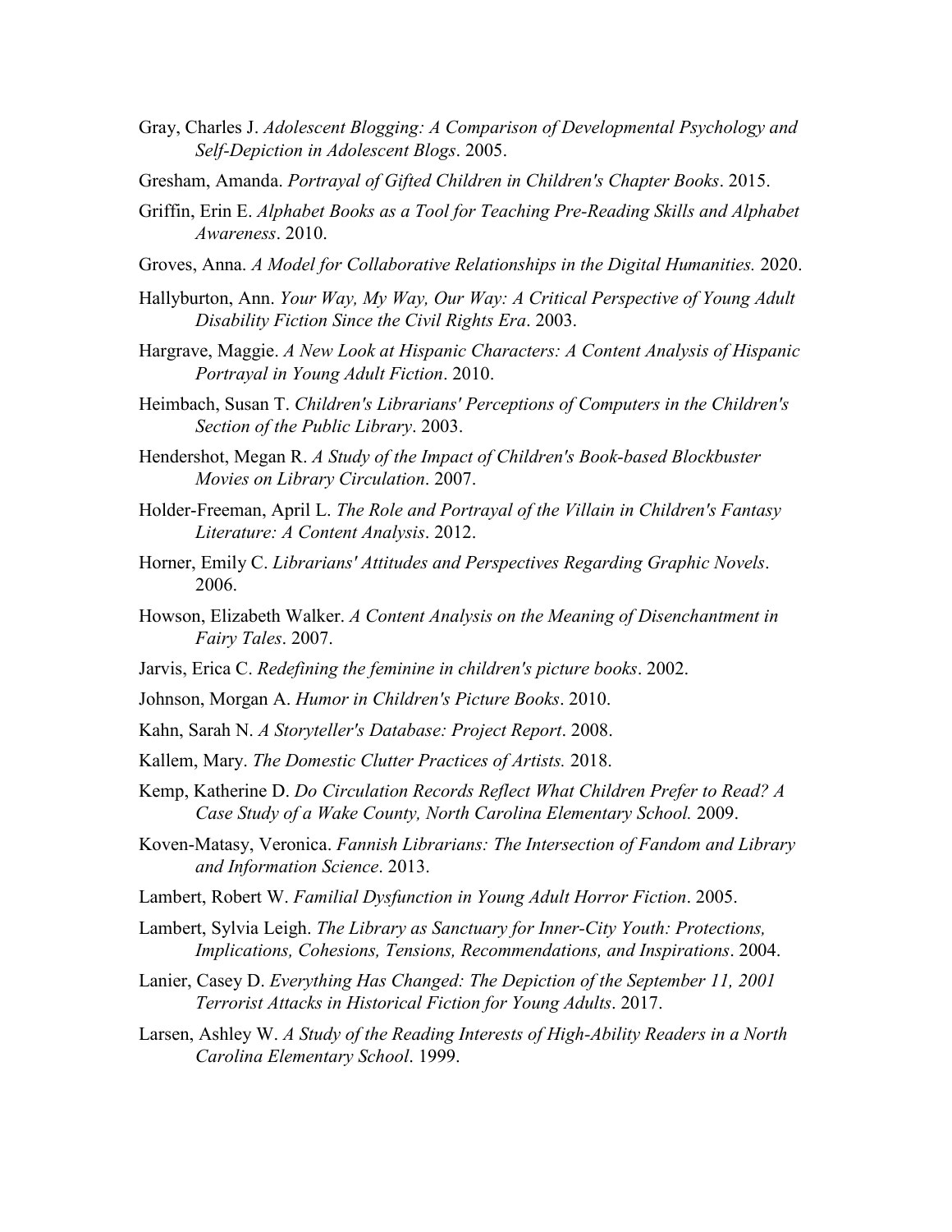Gray, Charles J. *Adolescent Blogging: A Comparison of Developmental Psychology and Self-Depiction in Adolescent Blogs*. 2005.

Gresham, Amanda. *Portrayal of Gifted Children in Children's Chapter Books*. 2015.

Griffin, Erin E. *Alphabet Books as a Tool for Teaching Pre-Reading Skills and Alphabet Awareness*. 2010.

Groves, Anna. *A Model for Collaborative Relationships in the Digital Humanities.* 2020.

Hallyburton, Ann. *Your Way, My Way, Our Way: A Critical Perspective of Young Adult Disability Fiction Since the Civil Rights Era*. 2003.

Hargrave, Maggie. *A New Look at Hispanic Characters: A Content Analysis of Hispanic Portrayal in Young Adult Fiction*. 2010.

Heimbach, Susan T. *Children's Librarians' Perceptions of Computers in the Children's Section of the Public Library*. 2003.

Hendershot, Megan R. *A Study of the Impact of Children's Book-based Blockbuster Movies on Library Circulation*. 2007.

Holder-Freeman, April L. *The Role and Portrayal of the Villain in Children's Fantasy Literature: A Content Analysis*. 2012.

Horner, Emily C. *Librarians' Attitudes and Perspectives Regarding Graphic Novels*. 2006.

Howson, Elizabeth Walker. *A Content Analysis on the Meaning of Disenchantment in Fairy Tales*. 2007.

Jarvis, Erica C. *Redefining the feminine in children's picture books*. 2002.

Johnson, Morgan A. *Humor in Children's Picture Books*. 2010.

Kahn, Sarah N. *A Storyteller's Database: Project Report*. 2008.

Kallem, Mary. *The Domestic Clutter Practices of Artists.* 2018.

Kemp, Katherine D. *Do Circulation Records Reflect What Children Prefer to Read? A Case Study of a Wake County, North Carolina Elementary School.* 2009.

Koven-Matasy, Veronica. *Fannish Librarians: The Intersection of Fandom and Library and Information Science*. 2013.

Lambert, Robert W. *Familial Dysfunction in Young Adult Horror Fiction*. 2005.

Lambert, Sylvia Leigh. *The Library as Sanctuary for Inner-City Youth: Protections, Implications, Cohesions, Tensions, Recommendations, and Inspirations*. 2004.

Lanier, Casey D. *Everything Has Changed: The Depiction of the September 11, 2001 Terrorist Attacks in Historical Fiction for Young Adults*. 2017.

Larsen, Ashley W. *A Study of the Reading Interests of High-Ability Readers in a North Carolina Elementary School*. 1999.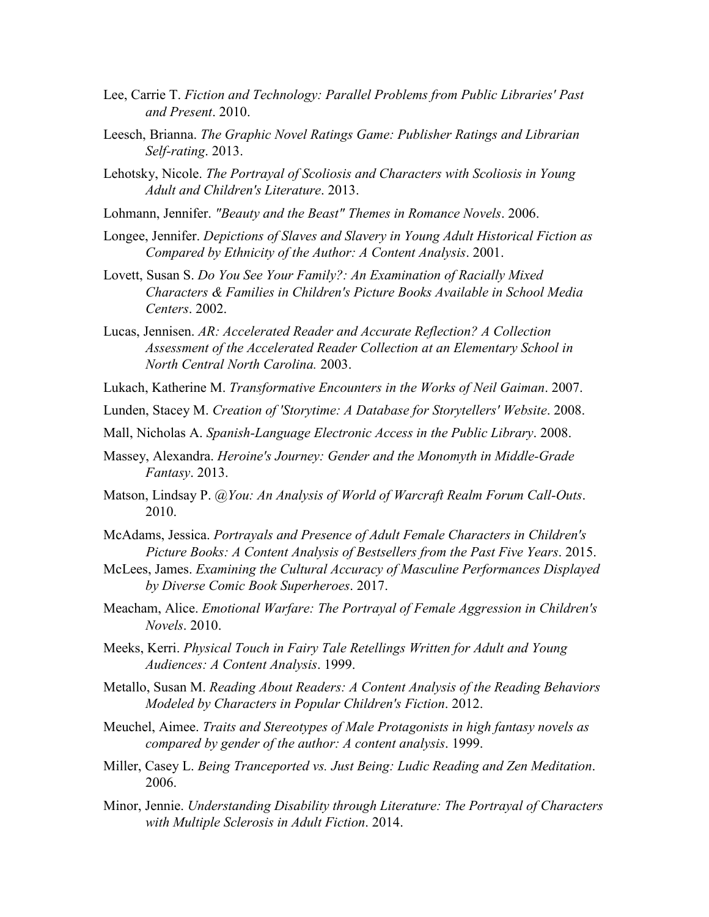Lee, Carrie T. *Fiction and Technology: Parallel Problems from Public Libraries' Past and Present*. 2010.

Leesch, Brianna. *The Graphic Novel Ratings Game: Publisher Ratings and Librarian Self-rating*. 2013.

Lehotsky, Nicole. *The Portrayal of Scoliosis and Characters with Scoliosis in Young Adult and Children's Literature*. 2013.

Lohmann, Jennifer. *"Beauty and the Beast" Themes in Romance Novels*. 2006.

Longee, Jennifer. *Depictions of Slaves and Slavery in Young Adult Historical Fiction as Compared by Ethnicity of the Author: A Content Analysis*. 2001.

Lovett, Susan S. *Do You See Your Family?: An Examination of Racially Mixed Characters & Families in Children's Picture Books Available in School Media Centers*. 2002.

Lucas, Jennisen. *AR: Accelerated Reader and Accurate Reflection? A Collection Assessment of the Accelerated Reader Collection at an Elementary School in North Central North Carolina.* 2003.

Lukach, Katherine M. *Transformative Encounters in the Works of Neil Gaiman*. 2007.

Lunden, Stacey M. *Creation of 'Storytime: A Database for Storytellers' Website*. 2008.

Mall, Nicholas A. *Spanish-Language Electronic Access in the Public Library*. 2008.

Massey, Alexandra. *Heroine's Journey: Gender and the Monomyth in Middle-Grade Fantasy*. 2013.

Matson, Lindsay P. *@You: An Analysis of World of Warcraft Realm Forum Call-Outs*. 2010.

McAdams, Jessica. *Portrayals and Presence of Adult Female Characters in Children's Picture Books: A Content Analysis of Bestsellers from the Past Five Years*. 2015.

McLees, James. *Examining the Cultural Accuracy of Masculine Performances Displayed by Diverse Comic Book Superheroes*. 2017.

Meacham, Alice. *Emotional Warfare: The Portrayal of Female Aggression in Children's Novels*. 2010.

Meeks, Kerri. *Physical Touch in Fairy Tale Retellings Written for Adult and Young Audiences: A Content Analysis*. 1999.

Metallo, Susan M. *Reading About Readers: A Content Analysis of the Reading Behaviors Modeled by Characters in Popular Children's Fiction*. 2012.

Meuchel, Aimee. *Traits and Stereotypes of Male Protagonists in high fantasy novels as compared by gender of the author: A content analysis*. 1999.

Miller, Casey L. *Being Tranceported vs. Just Being: Ludic Reading and Zen Meditation*. 2006.

Minor, Jennie. *Understanding Disability through Literature: The Portrayal of Characters with Multiple Sclerosis in Adult Fiction*. 2014.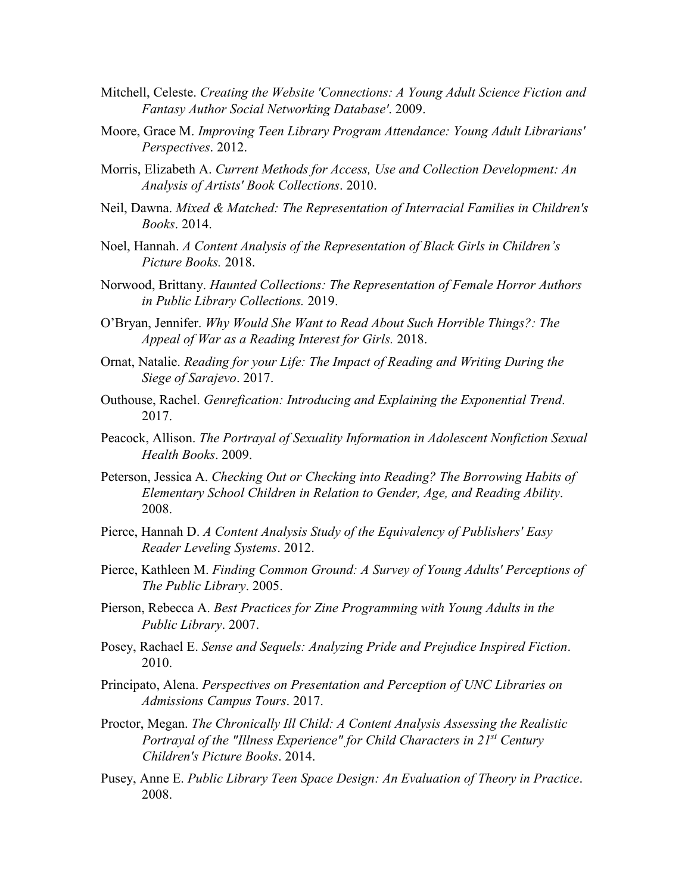Mitchell, Celeste. *Creating the Website 'Connections: A Young Adult Science Fiction and Fantasy Author Social Networking Database'*. 2009.

Moore, Grace M. *Improving Teen Library Program Attendance: Young Adult Librarians' Perspectives*. 2012.

Morris, Elizabeth A. *Current Methods for Access, Use and Collection Development: An Analysis of Artists' Book Collections*. 2010.

Neil, Dawna. *Mixed & Matched: The Representation of Interracial Families in Children's Books*. 2014.

Noel, Hannah. *A Content Analysis of the Representation of Black Girls in Children's Picture Books.* 2018.

Norwood, Brittany. *Haunted Collections: The Representation of Female Horror Authors in Public Library Collections.* 2019.

O'Bryan, Jennifer. *Why Would She Want to Read About Such Horrible Things?: The Appeal of War as a Reading Interest for Girls.* 2018.

Ornat, Natalie. *Reading for your Life: The Impact of Reading and Writing During the Siege of Sarajevo*. 2017.

Outhouse, Rachel. *Genrefication: Introducing and Explaining the Exponential Trend*. 2017.

Peacock, Allison. *The Portrayal of Sexuality Information in Adolescent Nonfiction Sexual Health Books*. 2009.

Peterson, Jessica A. *Checking Out or Checking into Reading? The Borrowing Habits of Elementary School Children in Relation to Gender, Age, and Reading Ability*. 2008.

Pierce, Hannah D. *A Content Analysis Study of the Equivalency of Publishers' Easy Reader Leveling Systems*. 2012.

Pierce, Kathleen M. *Finding Common Ground: A Survey of Young Adults' Perceptions of The Public Library*. 2005.

Pierson, Rebecca A. *Best Practices for Zine Programming with Young Adults in the Public Library*. 2007.

Posey, Rachael E. *Sense and Sequels: Analyzing Pride and Prejudice Inspired Fiction*. 2010.

Principato, Alena. *Perspectives on Presentation and Perception of UNC Libraries on Admissions Campus Tours*. 2017.

Proctor, Megan. *The Chronically Ill Child: A Content Analysis Assessing the Realistic Portrayal of the "Illness Experience" for Child Characters in 21st Century Children's Picture Books*. 2014.

Pusey, Anne E. *Public Library Teen Space Design: An Evaluation of Theory in Practice*. 2008.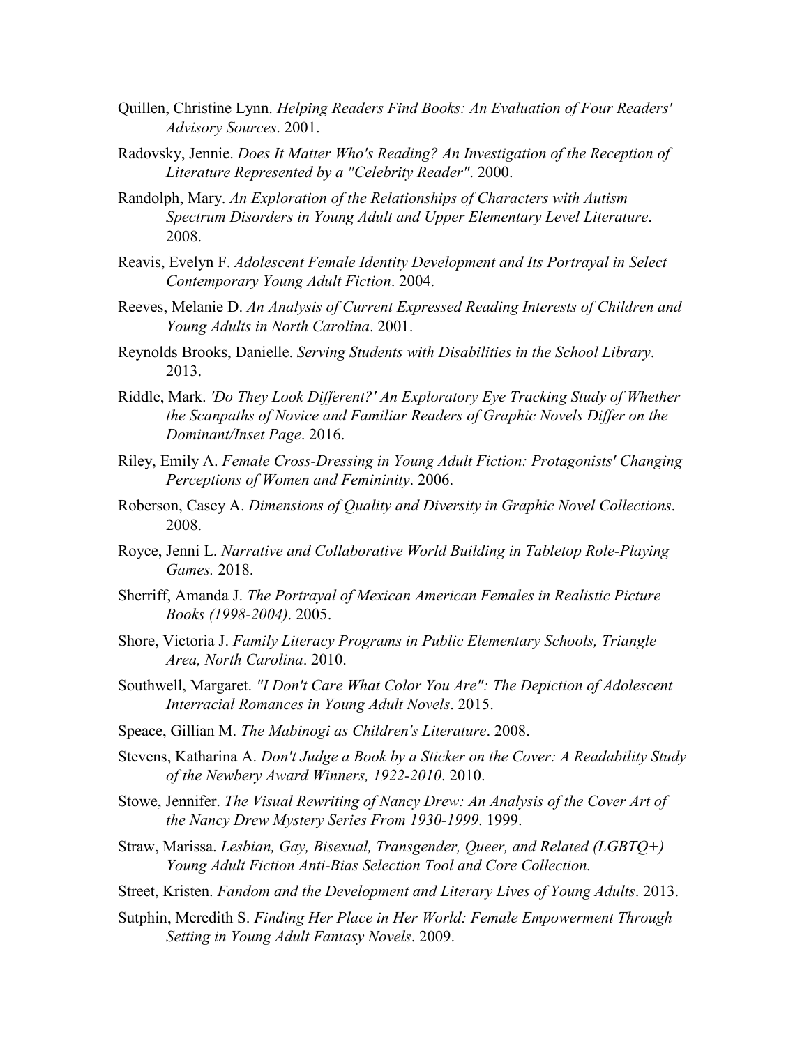Quillen, Christine Lynn. *Helping Readers Find Books: An Evaluation of Four Readers' Advisory Sources*. 2001.

Radovsky, Jennie. *Does It Matter Who's Reading? An Investigation of the Reception of Literature Represented by a "Celebrity Reader"*. 2000.

Randolph, Mary. *An Exploration of the Relationships of Characters with Autism Spectrum Disorders in Young Adult and Upper Elementary Level Literature*. 2008.

Reavis, Evelyn F. *Adolescent Female Identity Development and Its Portrayal in Select Contemporary Young Adult Fiction*. 2004.

Reeves, Melanie D. *An Analysis of Current Expressed Reading Interests of Children and Young Adults in North Carolina*. 2001.

Reynolds Brooks, Danielle. *Serving Students with Disabilities in the School Library*. 2013.

Riddle, Mark. *'Do They Look Different?' An Exploratory Eye Tracking Study of Whether the Scanpaths of Novice and Familiar Readers of Graphic Novels Differ on the Dominant/Inset Page*. 2016.

Riley, Emily A. *Female Cross-Dressing in Young Adult Fiction: Protagonists' Changing Perceptions of Women and Femininity*. 2006.

Roberson, Casey A. *Dimensions of Quality and Diversity in Graphic Novel Collections*. 2008.

Royce, Jenni L. *Narrative and Collaborative World Building in Tabletop Role-Playing Games.* 2018.

Sherriff, Amanda J. *The Portrayal of Mexican American Females in Realistic Picture Books (1998-2004)*. 2005.

Shore, Victoria J. *Family Literacy Programs in Public Elementary Schools, Triangle Area, North Carolina*. 2010.

Southwell, Margaret. *"I Don't Care What Color You Are": The Depiction of Adolescent Interracial Romances in Young Adult Novels*. 2015.

Speace, Gillian M. *The Mabinogi as Children's Literature*. 2008.

Stevens, Katharina A. *Don't Judge a Book by a Sticker on the Cover: A Readability Study of the Newbery Award Winners, 1922-2010*. 2010.

Stowe, Jennifer. *The Visual Rewriting of Nancy Drew: An Analysis of the Cover Art of the Nancy Drew Mystery Series From 1930-1999*. 1999.

Straw, Marissa. *Lesbian, Gay, Bisexual, Transgender, Queer, and Related (LGBTQ+) Young Adult Fiction Anti-Bias Selection Tool and Core Collection.*

Street, Kristen. *Fandom and the Development and Literary Lives of Young Adults*. 2013.

Sutphin, Meredith S. *Finding Her Place in Her World: Female Empowerment Through Setting in Young Adult Fantasy Novels*. 2009.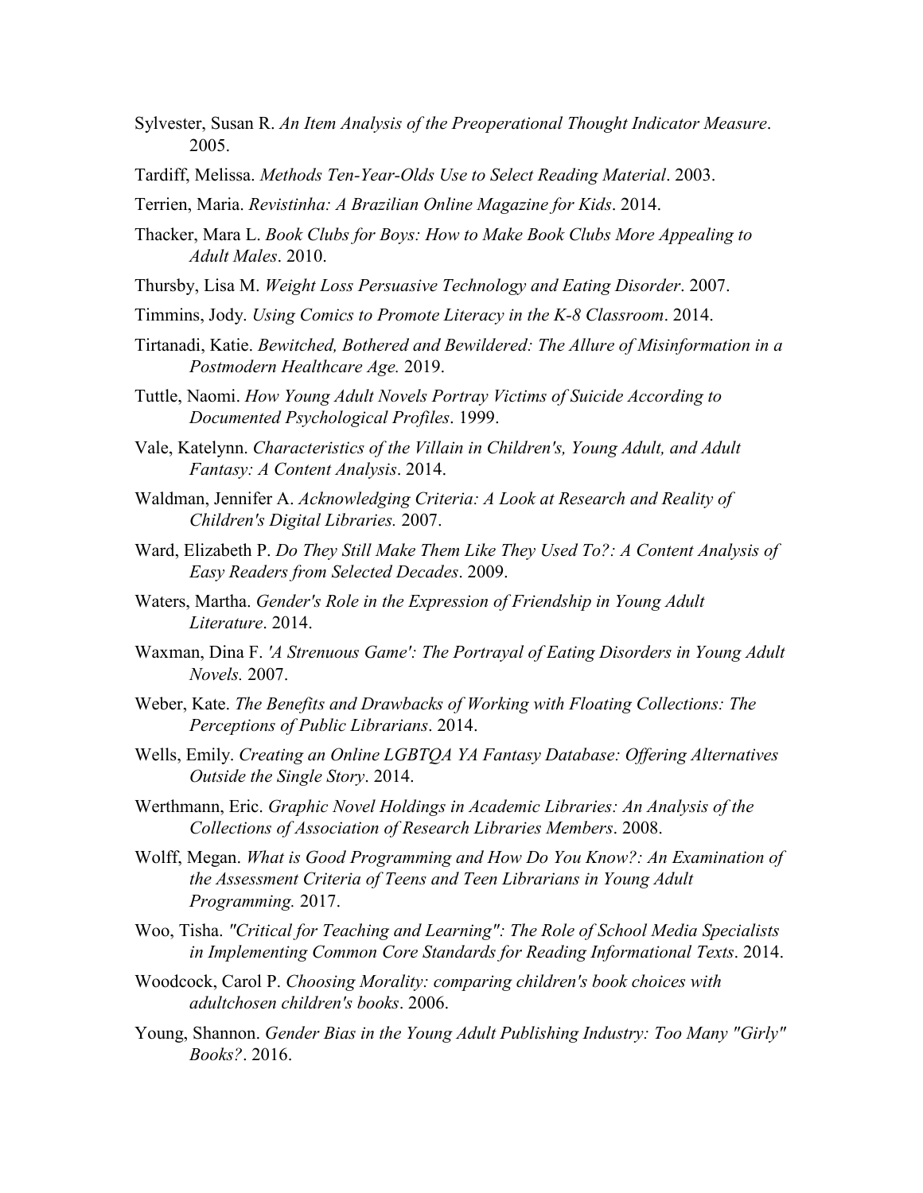Sylvester, Susan R. *An Item Analysis of the Preoperational Thought Indicator Measure*. 2005.

Tardiff, Melissa. *Methods Ten-Year-Olds Use to Select Reading Material*. 2003.

Terrien, Maria. *Revistinha: A Brazilian Online Magazine for Kids*. 2014.

Thacker, Mara L. *Book Clubs for Boys: How to Make Book Clubs More Appealing to Adult Males*. 2010.

Thursby, Lisa M. *Weight Loss Persuasive Technology and Eating Disorder*. 2007.

Timmins, Jody. *Using Comics to Promote Literacy in the K-8 Classroom*. 2014.

Tirtanadi, Katie. *Bewitched, Bothered and Bewildered: The Allure of Misinformation in a Postmodern Healthcare Age.* 2019.

Tuttle, Naomi. *How Young Adult Novels Portray Victims of Suicide According to Documented Psychological Profiles*. 1999.

Vale, Katelynn. *Characteristics of the Villain in Children's, Young Adult, and Adult Fantasy: A Content Analysis*. 2014.

Waldman, Jennifer A. *Acknowledging Criteria: A Look at Research and Reality of Children's Digital Libraries.* 2007.

Ward, Elizabeth P. *Do They Still Make Them Like They Used To?: A Content Analysis of Easy Readers from Selected Decades*. 2009.

Waters, Martha. *Gender's Role in the Expression of Friendship in Young Adult Literature*. 2014.

Waxman, Dina F. *'A Strenuous Game': The Portrayal of Eating Disorders in Young Adult Novels.* 2007.

Weber, Kate. *The Benefits and Drawbacks of Working with Floating Collections: The Perceptions of Public Librarians*. 2014.

Wells, Emily. *Creating an Online LGBTQA YA Fantasy Database: Offering Alternatives Outside the Single Story*. 2014.

Werthmann, Eric. *Graphic Novel Holdings in Academic Libraries: An Analysis of the Collections of Association of Research Libraries Members*. 2008.

Wolff, Megan. *What is Good Programming and How Do You Know?: An Examination of the Assessment Criteria of Teens and Teen Librarians in Young Adult Programming.* 2017.

Woo, Tisha. *"Critical for Teaching and Learning": The Role of School Media Specialists in Implementing Common Core Standards for Reading Informational Texts*. 2014.

Woodcock, Carol P. *Choosing Morality: comparing children's book choices with adultchosen children's books*. 2006.

Young, Shannon. *Gender Bias in the Young Adult Publishing Industry: Too Many "Girly" Books?*. 2016.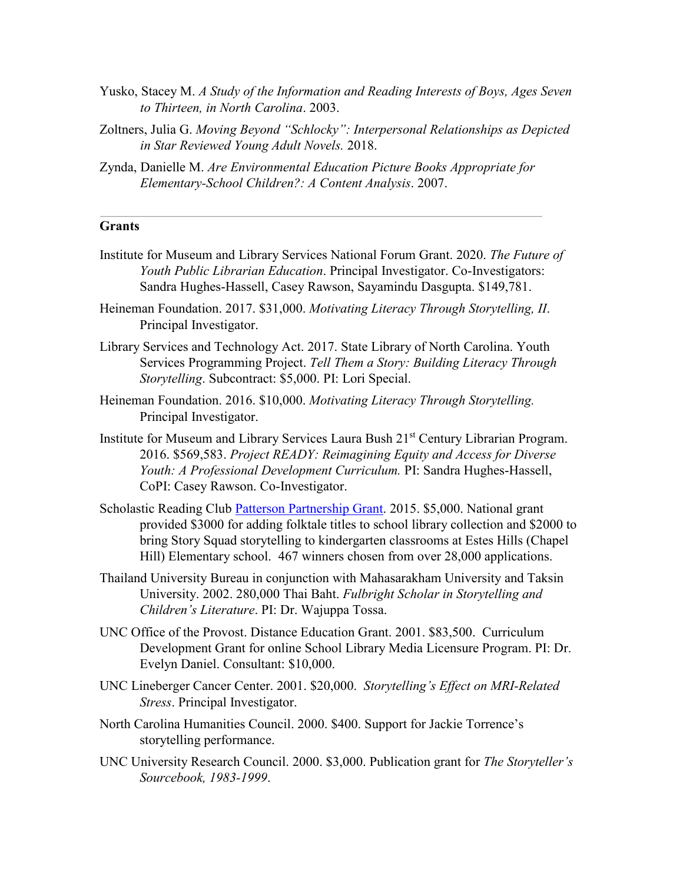Yusko, Stacey M. *A Study of the Information and Reading Interests of Boys, Ages Seven to Thirteen, in North Carolina*. 2003.

Zoltners, Julia G. *Moving Beyond "Schlocky": Interpersonal Relationships as Depicted in Star Reviewed Young Adult Novels.* 2018.

Zynda, Danielle M. *Are Environmental Education Picture Books Appropriate for Elementary-School Children?: A Content Analysis*. 2007.

---

**Grants**

Institute for Museum and Library Services National Forum Grant. 2020. *The Future of Youth Public Librarian Education*. Principal Investigator. Co-Investigators: Sandra Hughes-Hassell, Casey Rawson, Sayamindu Dasgupta. $149,781.

Heineman Foundation. 2017. $31,000. *Motivating Literacy Through Storytelling, II*. Principal Investigator.

Library Services and Technology Act. 2017. State Library of North Carolina. Youth Services Programming Project. *Tell Them a Story: Building Literacy Through Storytelling*. Subcontract: $5,000. PI: Lori Special.

Heineman Foundation. 2016. $10,000. *Motivating Literacy Through Storytelling.* Principal Investigator.

Institute for Museum and Library Services Laura Bush 21st Century Librarian Program. 2016. $569,583. *Project READY: Reimagining Equity and Access for Diverse Youth: A Professional Development Curriculum.* PI: Sandra Hughes-Hassell, CoPI: Casey Rawson. Co-Investigator.

Scholastic Reading Club Patterson Partnership Grant. 2015. $5,000. National grant provided $3000 for adding folktale titles to school library collection and $2000 to bring Story Squad storytelling to kindergarten classrooms at Estes Hills (Chapel Hill) Elementary school. 467 winners chosen from over 28,000 applications.

Thailand University Bureau in conjunction with Mahasarakham University and Taksin University. 2002. 280,000 Thai Baht. *Fulbright Scholar in Storytelling and Children's Literature*. PI: Dr. Wajuppa Tossa.

UNC Office of the Provost. Distance Education Grant. 2001. $83,500. Curriculum Development Grant for online School Library Media Licensure Program. PI: Dr. Evelyn Daniel. Consultant: $10,000.

UNC Lineberger Cancer Center. 2001. $20,000. *Storytelling's Effect on MRI-Related Stress*. Principal Investigator.

North Carolina Humanities Council. 2000. $400. Support for Jackie Torrence's storytelling performance.

UNC University Research Council. 2000. $3,000. Publication grant for *The Storyteller's Sourcebook, 1983-1999*.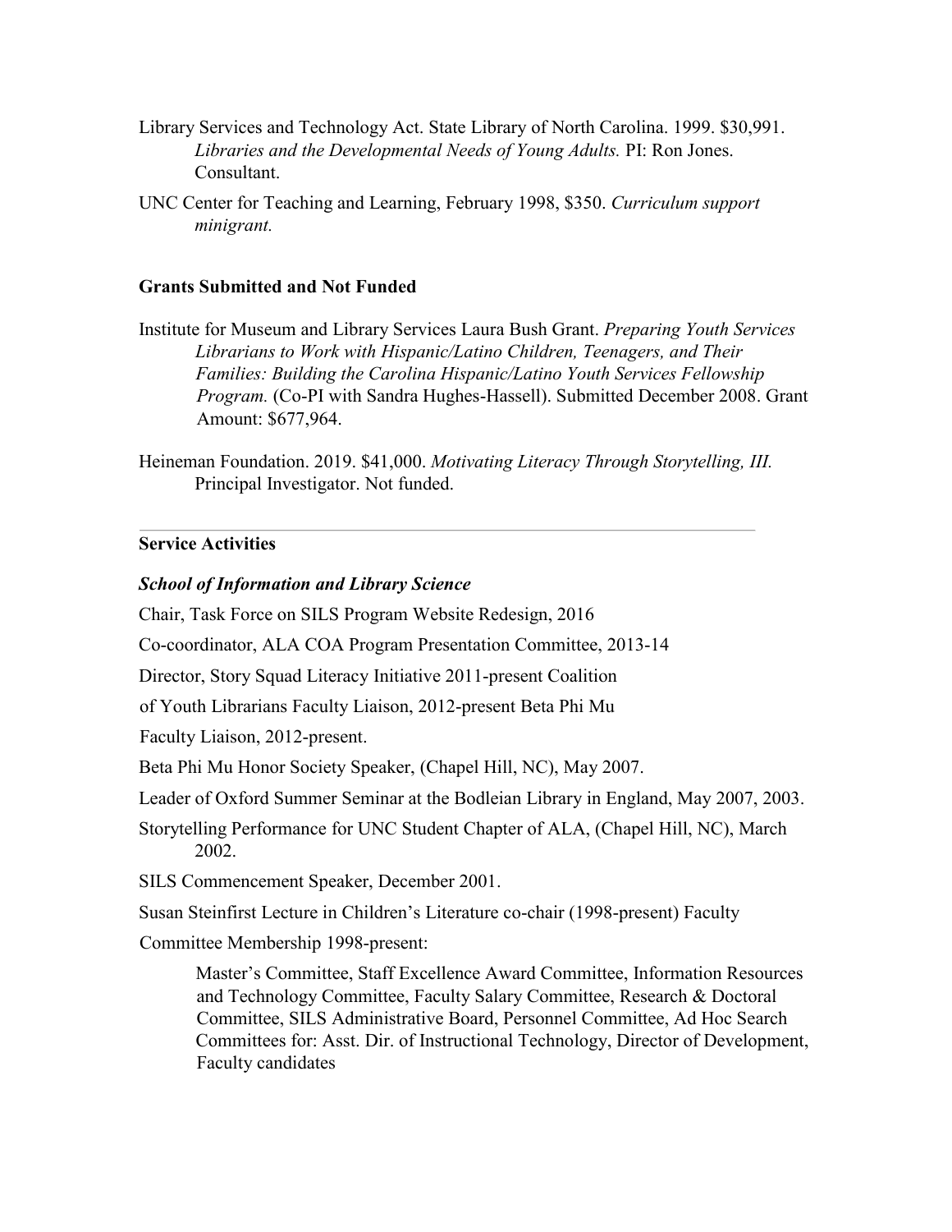Library Services and Technology Act. State Library of North Carolina. 1999. $30,991. *Libraries and the Developmental Needs of Young Adults.* PI: Ron Jones. Consultant.

UNC Center for Teaching and Learning, February 1998, $350. *Curriculum support minigrant.*

**Grants Submitted and Not Funded**

Institute for Museum and Library Services Laura Bush Grant. *Preparing Youth Services Librarians to Work with Hispanic/Latino Children, Teenagers, and Their Families: Building the Carolina Hispanic/Latino Youth Services Fellowship Program.* (Co-PI with Sandra Hughes-Hassell). Submitted December 2008. Grant Amount: $677,964.

Heineman Foundation. 2019. $41,000. *Motivating Literacy Through Storytelling, III.* Principal Investigator. Not funded.

---

**Service Activities**

***School of Information and Library Science***

Chair, Task Force on SILS Program Website Redesign, 2016

Co-coordinator, ALA COA Program Presentation Committee, 2013-14

Director, Story Squad Literacy Initiative 2011-present Coalition

of Youth Librarians Faculty Liaison, 2012-present Beta Phi Mu

Faculty Liaison, 2012-present.

Beta Phi Mu Honor Society Speaker, (Chapel Hill, NC), May 2007.

Leader of Oxford Summer Seminar at the Bodleian Library in England, May 2007, 2003.

Storytelling Performance for UNC Student Chapter of ALA, (Chapel Hill, NC), March 2002.

SILS Commencement Speaker, December 2001.

Susan Steinfirst Lecture in Children's Literature co-chair (1998-present) Faculty

Committee Membership 1998-present:

Master's Committee, Staff Excellence Award Committee, Information Resources and Technology Committee, Faculty Salary Committee, Research & Doctoral Committee, SILS Administrative Board, Personnel Committee, Ad Hoc Search Committees for: Asst. Dir. of Instructional Technology, Director of Development, Faculty candidates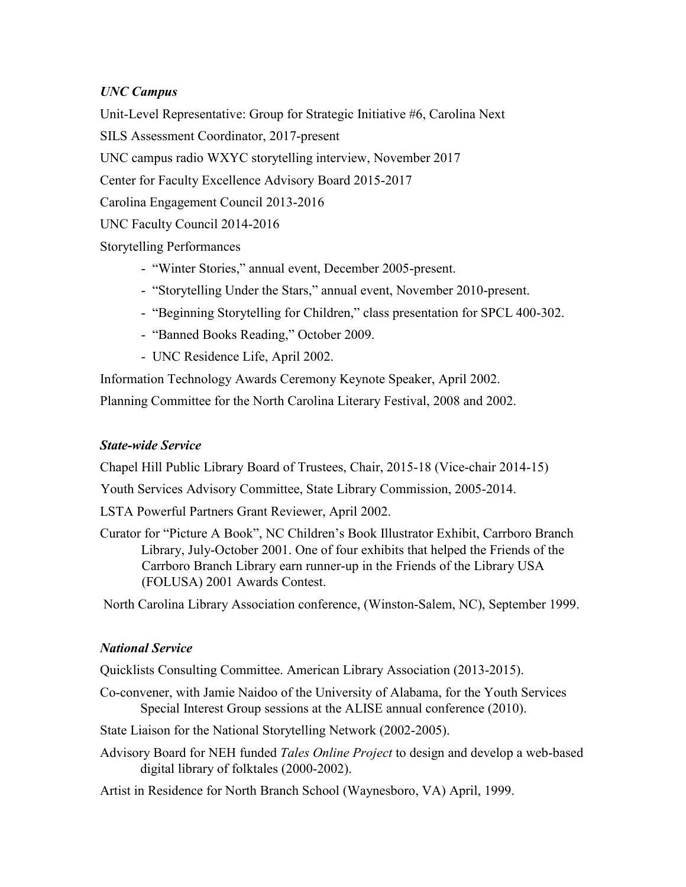### *UNC Campus*

Unit-Level Representative: Group for Strategic Initiative #6, Carolina Next

SILS Assessment Coordinator, 2017-present

UNC campus radio WXYC storytelling interview, November 2017

Center for Faculty Excellence Advisory Board 2015-2017

Carolina Engagement Council 2013-2016

UNC Faculty Council 2014-2016

Storytelling Performances

- "Winter Stories," annual event, December 2005-present.
- "Storytelling Under the Stars," annual event, November 2010-present.
- "Beginning Storytelling for Children," class presentation for SPCL 400-302.
- "Banned Books Reading," October 2009.
- UNC Residence Life, April 2002.

Information Technology Awards Ceremony Keynote Speaker, April 2002.

Planning Committee for the North Carolina Literary Festival, 2008 and 2002.

### *State-wide Service*

Chapel Hill Public Library Board of Trustees, Chair, 2015-18 (Vice-chair 2014-15)

Youth Services Advisory Committee, State Library Commission, 2005-2014.

LSTA Powerful Partners Grant Reviewer, April 2002.

Curator for "Picture A Book", NC Children's Book Illustrator Exhibit, Carrboro Branch Library, July-October 2001. One of four exhibits that helped the Friends of the Carrboro Branch Library earn runner-up in the Friends of the Library USA (FOLUSA) 2001 Awards Contest.

North Carolina Library Association conference, (Winston-Salem, NC), September 1999.

### *National Service*

Quicklists Consulting Committee. American Library Association (2013-2015).

Co-convener, with Jamie Naidoo of the University of Alabama, for the Youth Services Special Interest Group sessions at the ALISE annual conference (2010).

State Liaison for the National Storytelling Network (2002-2005).

Advisory Board for NEH funded *Tales Online Project* to design and develop a web-based digital library of folktales (2000-2002).

Artist in Residence for North Branch School (Waynesboro, VA) April, 1999.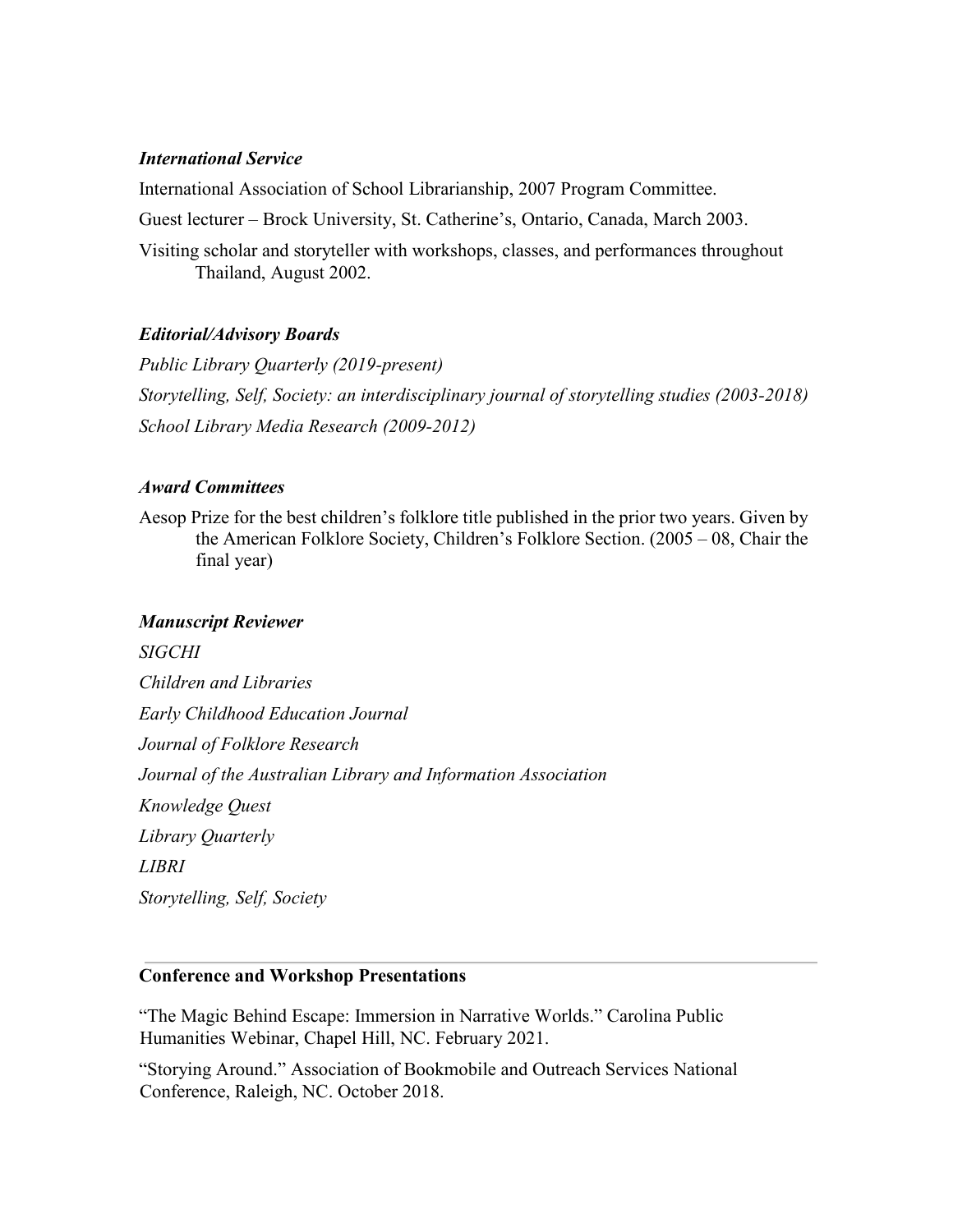### *International Service*

International Association of School Librarianship, 2007 Program Committee.

Guest lecturer – Brock University, St. Catherine's, Ontario, Canada, March 2003.

Visiting scholar and storyteller with workshops, classes, and performances throughout Thailand, August 2002.

### *Editorial/Advisory Boards*

*Public Library Quarterly (2019-present)*

*Storytelling, Self, Society: an interdisciplinary journal of storytelling studies (2003-2018)*

*School Library Media Research (2009-2012)*

### *Award Committees*

Aesop Prize for the best children's folklore title published in the prior two years. Given by the American Folklore Society, Children's Folklore Section. (2005 – 08, Chair the final year)

### *Manuscript Reviewer*

*SIGCHI*

*Children and Libraries*

*Early Childhood Education Journal*

*Journal of Folklore Research*

*Journal of the Australian Library and Information Association*

*Knowledge Quest*

*Library Quarterly*

*LIBRI*

*Storytelling, Self, Society*

---

## **Conference and Workshop Presentations**

"The Magic Behind Escape: Immersion in Narrative Worlds." Carolina Public Humanities Webinar, Chapel Hill, NC. February 2021.

"Storying Around." Association of Bookmobile and Outreach Services National Conference, Raleigh, NC. October 2018.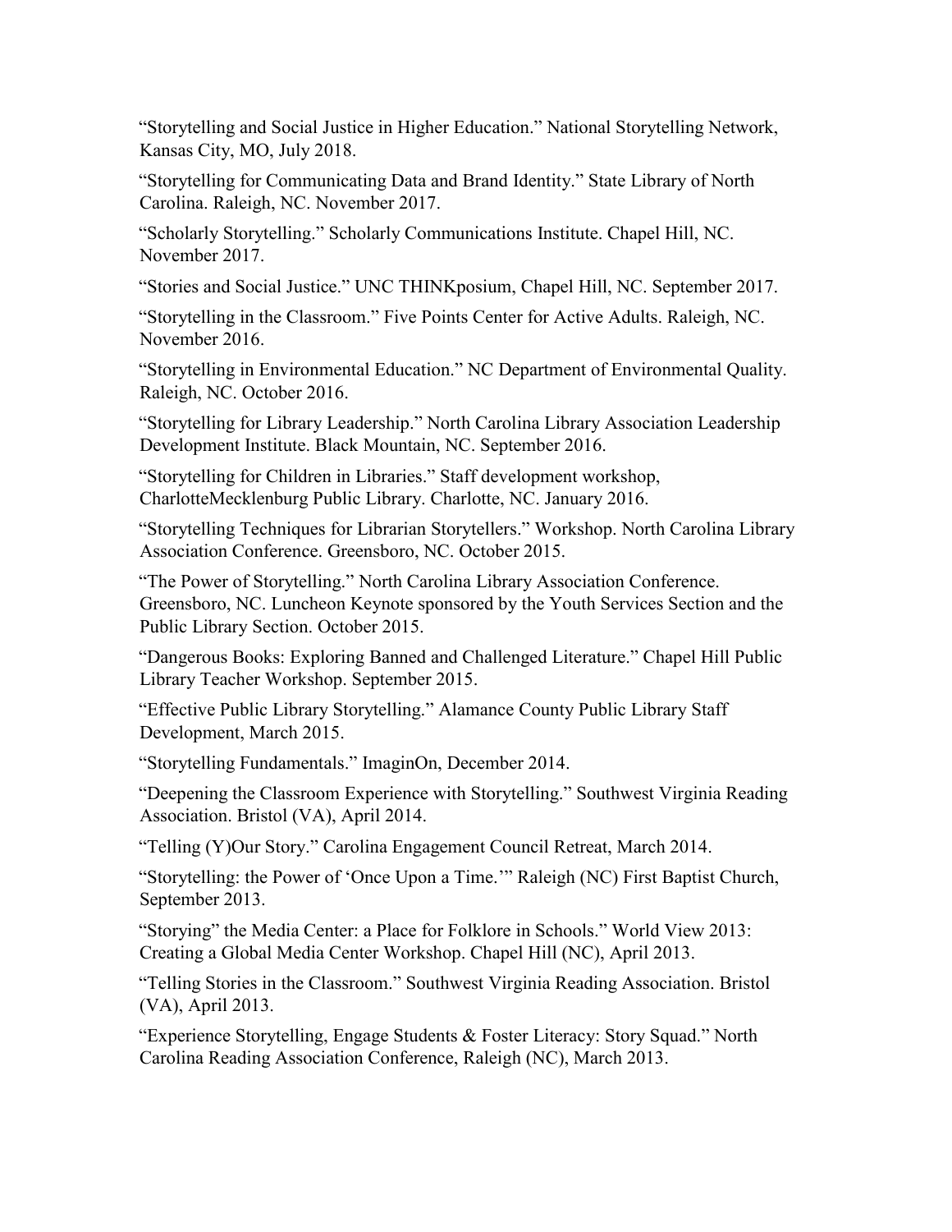"Storytelling and Social Justice in Higher Education." National Storytelling Network, Kansas City, MO, July 2018.

"Storytelling for Communicating Data and Brand Identity." State Library of North Carolina. Raleigh, NC. November 2017.

"Scholarly Storytelling." Scholarly Communications Institute. Chapel Hill, NC. November 2017.

"Stories and Social Justice." UNC THINKposium, Chapel Hill, NC. September 2017.

"Storytelling in the Classroom." Five Points Center for Active Adults. Raleigh, NC. November 2016.

"Storytelling in Environmental Education." NC Department of Environmental Quality. Raleigh, NC. October 2016.

"Storytelling for Library Leadership." North Carolina Library Association Leadership Development Institute. Black Mountain, NC. September 2016.

"Storytelling for Children in Libraries." Staff development workshop, CharlotteMecklenburg Public Library. Charlotte, NC. January 2016.

"Storytelling Techniques for Librarian Storytellers." Workshop. North Carolina Library Association Conference. Greensboro, NC. October 2015.

"The Power of Storytelling." North Carolina Library Association Conference. Greensboro, NC. Luncheon Keynote sponsored by the Youth Services Section and the Public Library Section. October 2015.

"Dangerous Books: Exploring Banned and Challenged Literature." Chapel Hill Public Library Teacher Workshop. September 2015.

"Effective Public Library Storytelling." Alamance County Public Library Staff Development, March 2015.

"Storytelling Fundamentals." ImaginOn, December 2014.

"Deepening the Classroom Experience with Storytelling." Southwest Virginia Reading Association. Bristol (VA), April 2014.

"Telling (Y)Our Story." Carolina Engagement Council Retreat, March 2014.

"Storytelling: the Power of 'Once Upon a Time.'" Raleigh (NC) First Baptist Church, September 2013.

"Storying" the Media Center: a Place for Folklore in Schools." World View 2013: Creating a Global Media Center Workshop. Chapel Hill (NC), April 2013.

"Telling Stories in the Classroom." Southwest Virginia Reading Association. Bristol (VA), April 2013.

"Experience Storytelling, Engage Students & Foster Literacy: Story Squad." North Carolina Reading Association Conference, Raleigh (NC), March 2013.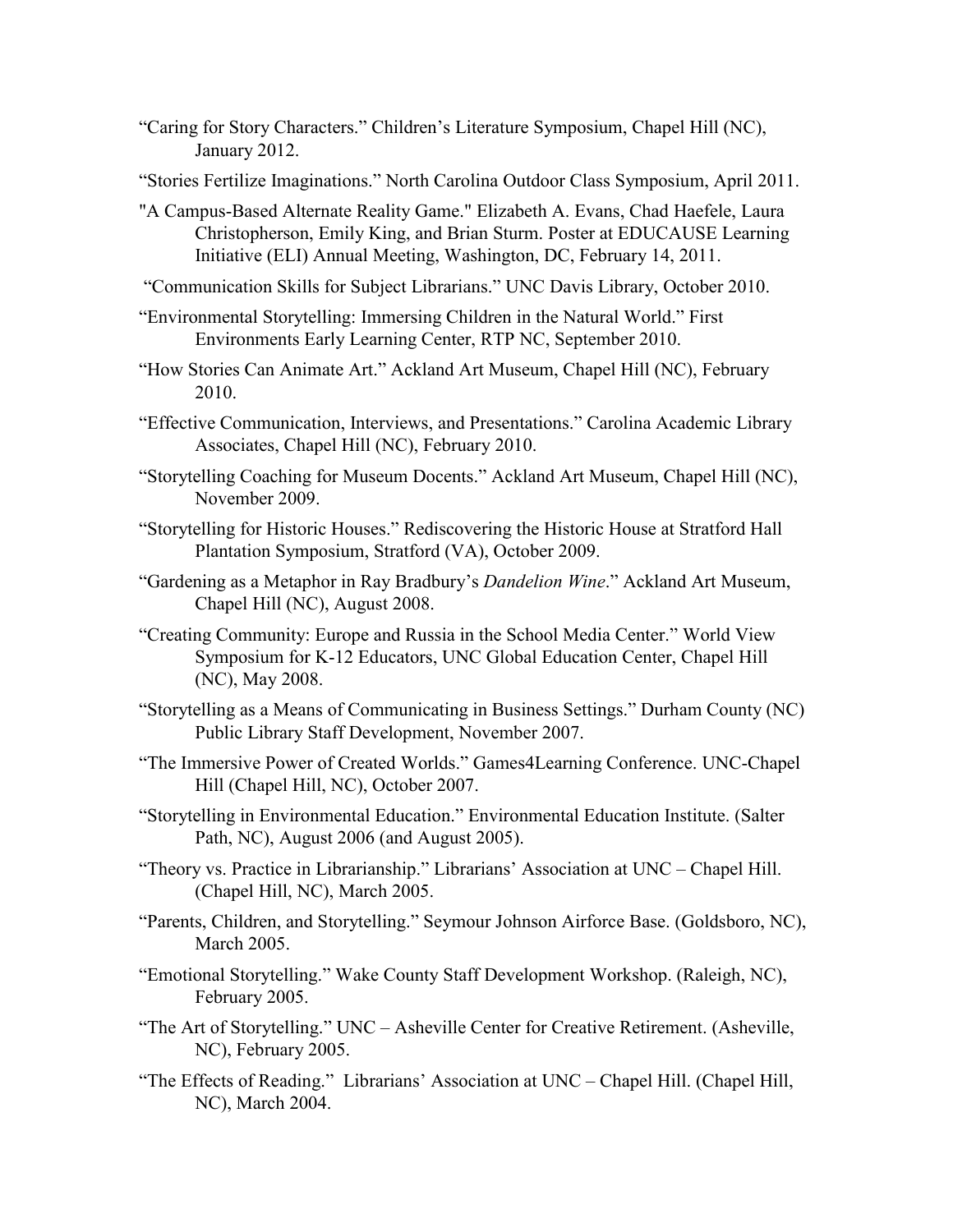“Caring for Story Characters.” Children’s Literature Symposium, Chapel Hill (NC), January 2012.

“Stories Fertilize Imaginations.” North Carolina Outdoor Class Symposium, April 2011.

"A Campus-Based Alternate Reality Game." Elizabeth A. Evans, Chad Haefele, Laura Christopherson, Emily King, and Brian Sturm. Poster at EDUCAUSE Learning Initiative (ELI) Annual Meeting, Washington, DC, February 14, 2011.

“Communication Skills for Subject Librarians.” UNC Davis Library, October 2010.

“Environmental Storytelling: Immersing Children in the Natural World.” First Environments Early Learning Center, RTP NC, September 2010.

“How Stories Can Animate Art.” Ackland Art Museum, Chapel Hill (NC), February 2010.

“Effective Communication, Interviews, and Presentations.” Carolina Academic Library Associates, Chapel Hill (NC), February 2010.

“Storytelling Coaching for Museum Docents.” Ackland Art Museum, Chapel Hill (NC), November 2009.

“Storytelling for Historic Houses.” Rediscovering the Historic House at Stratford Hall Plantation Symposium, Stratford (VA), October 2009.

“Gardening as a Metaphor in Ray Bradbury’s *Dandelion Wine*.” Ackland Art Museum, Chapel Hill (NC), August 2008.

“Creating Community: Europe and Russia in the School Media Center.” World View Symposium for K-12 Educators, UNC Global Education Center, Chapel Hill (NC), May 2008.

“Storytelling as a Means of Communicating in Business Settings.” Durham County (NC) Public Library Staff Development, November 2007.

“The Immersive Power of Created Worlds.” Games4Learning Conference. UNC-Chapel Hill (Chapel Hill, NC), October 2007.

“Storytelling in Environmental Education.” Environmental Education Institute. (Salter Path, NC), August 2006 (and August 2005).

“Theory vs. Practice in Librarianship.” Librarians’ Association at UNC – Chapel Hill. (Chapel Hill, NC), March 2005.

“Parents, Children, and Storytelling.” Seymour Johnson Airforce Base. (Goldsboro, NC), March 2005.

“Emotional Storytelling.” Wake County Staff Development Workshop. (Raleigh, NC), February 2005.

“The Art of Storytelling.” UNC – Asheville Center for Creative Retirement. (Asheville, NC), February 2005.

“The Effects of Reading.” Librarians’ Association at UNC – Chapel Hill. (Chapel Hill, NC), March 2004.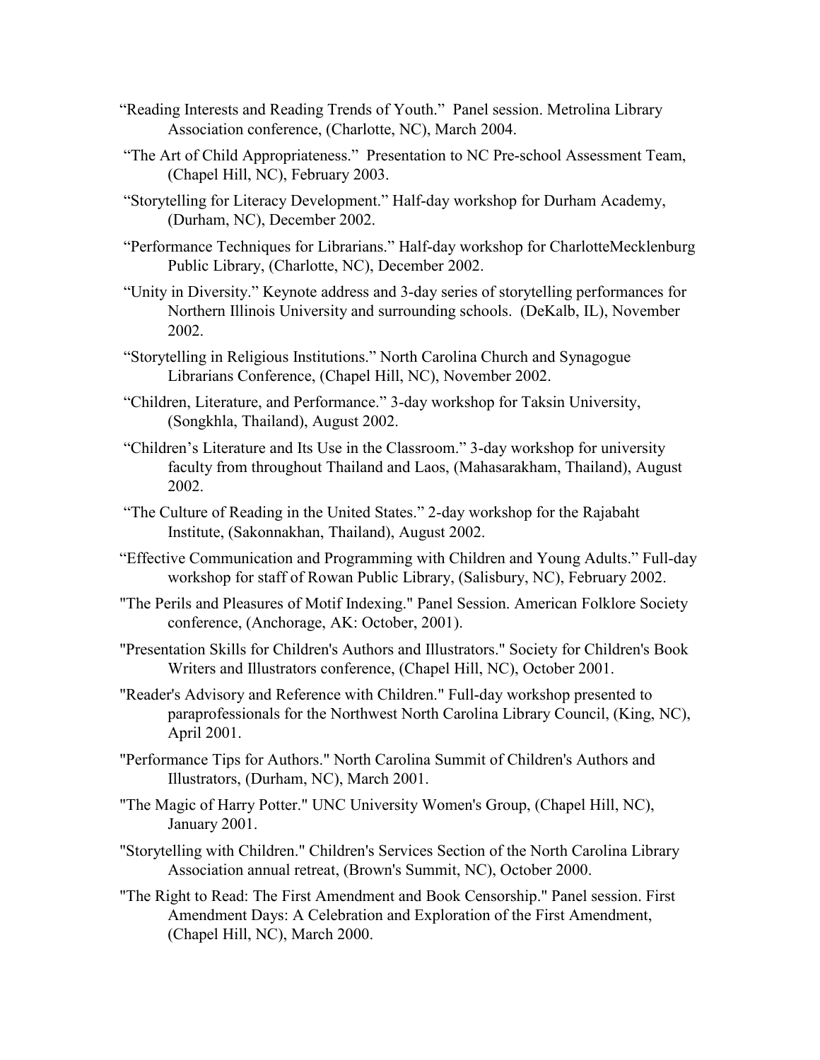"Reading Interests and Reading Trends of Youth." Panel session. Metrolina Library Association conference, (Charlotte, NC), March 2004.

"The Art of Child Appropriateness." Presentation to NC Pre-school Assessment Team, (Chapel Hill, NC), February 2003.

"Storytelling for Literacy Development." Half-day workshop for Durham Academy, (Durham, NC), December 2002.

"Performance Techniques for Librarians." Half-day workshop for CharlotteMecklenburg Public Library, (Charlotte, NC), December 2002.

"Unity in Diversity." Keynote address and 3-day series of storytelling performances for Northern Illinois University and surrounding schools. (DeKalb, IL), November 2002.

"Storytelling in Religious Institutions." North Carolina Church and Synagogue Librarians Conference, (Chapel Hill, NC), November 2002.

"Children, Literature, and Performance." 3-day workshop for Taksin University, (Songkhla, Thailand), August 2002.

"Children's Literature and Its Use in the Classroom." 3-day workshop for university faculty from throughout Thailand and Laos, (Mahasarakham, Thailand), August 2002.

"The Culture of Reading in the United States." 2-day workshop for the Rajabaht Institute, (Sakonnakhan, Thailand), August 2002.

"Effective Communication and Programming with Children and Young Adults." Full-day workshop for staff of Rowan Public Library, (Salisbury, NC), February 2002.

"The Perils and Pleasures of Motif Indexing." Panel Session. American Folklore Society conference, (Anchorage, AK: October, 2001).

"Presentation Skills for Children's Authors and Illustrators." Society for Children's Book Writers and Illustrators conference, (Chapel Hill, NC), October 2001.

"Reader's Advisory and Reference with Children." Full-day workshop presented to paraprofessionals for the Northwest North Carolina Library Council, (King, NC), April 2001.

"Performance Tips for Authors." North Carolina Summit of Children's Authors and Illustrators, (Durham, NC), March 2001.

"The Magic of Harry Potter." UNC University Women's Group, (Chapel Hill, NC), January 2001.

"Storytelling with Children." Children's Services Section of the North Carolina Library Association annual retreat, (Brown's Summit, NC), October 2000.

"The Right to Read: The First Amendment and Book Censorship." Panel session. First Amendment Days: A Celebration and Exploration of the First Amendment, (Chapel Hill, NC), March 2000.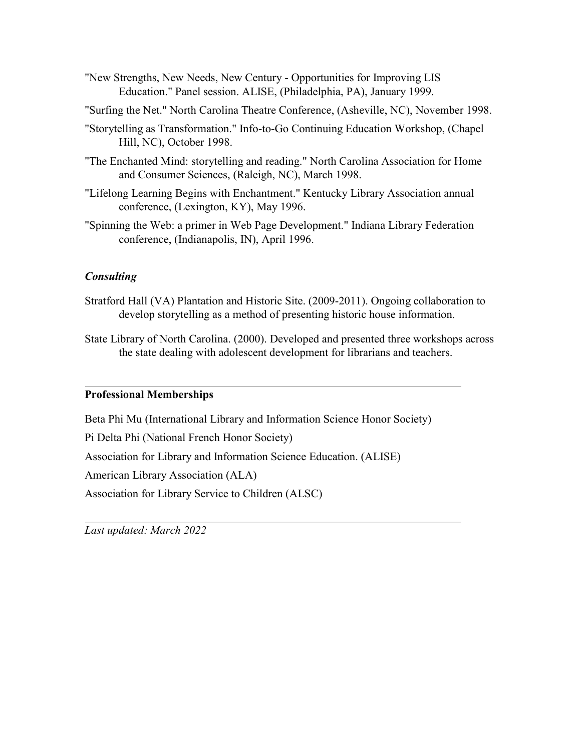"New Strengths, New Needs, New Century - Opportunities for Improving LIS Education." Panel session. ALISE, (Philadelphia, PA), January 1999.

"Surfing the Net." North Carolina Theatre Conference, (Asheville, NC), November 1998.

"Storytelling as Transformation." Info-to-Go Continuing Education Workshop, (Chapel Hill, NC), October 1998.

"The Enchanted Mind: storytelling and reading." North Carolina Association for Home and Consumer Sciences, (Raleigh, NC), March 1998.

"Lifelong Learning Begins with Enchantment." Kentucky Library Association annual conference, (Lexington, KY), May 1996.

"Spinning the Web: a primer in Web Page Development." Indiana Library Federation conference, (Indianapolis, IN), April 1996.

### *Consulting*

Stratford Hall (VA) Plantation and Historic Site. (2009-2011). Ongoing collaboration to develop storytelling as a method of presenting historic house information.

State Library of North Carolina. (2000). Developed and presented three workshops across the state dealing with adolescent development for librarians and teachers.

---

## Professional Memberships

Beta Phi Mu (International Library and Information Science Honor Society)

Pi Delta Phi (National French Honor Society)

Association for Library and Information Science Education. (ALISE)

American Library Association (ALA)

Association for Library Service to Children (ALSC)

---

*Last updated: March 2022*